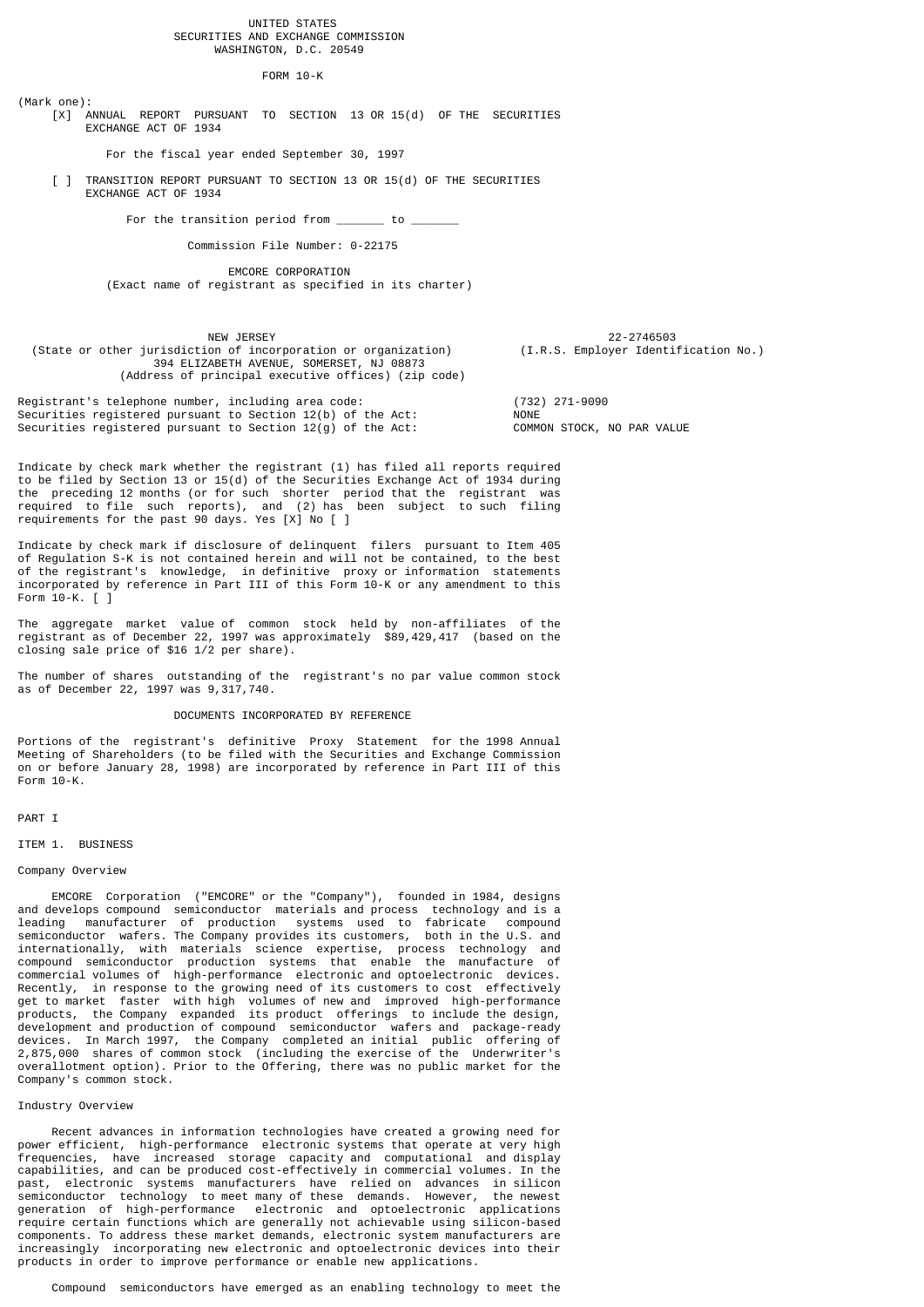UNITED STATES
SECURITIES AND EXCHANGE COMMISSION
WASHINGTON, D.C. 20549

FORM 10-K

(Mark one):

[X] ANNUAL REPORT PURSUANT TO SECTION 13 OR 15(d) OF THE SECURITIES EXCHANGE ACT OF 1934

For the fiscal year ended September 30, 1997

[ ] TRANSITION REPORT PURSUANT TO SECTION 13 OR 15(d) OF THE SECURITIES EXCHANGE ACT OF 1934

For the transition period from _______ to _______

Commission File Number: 0-22175

EMCORE CORPORATION
(Exact name of registrant as specified in its charter)

| NEW JERSEY | 22-2746503 |
|---|---|
| (State or other jurisdiction of incorporation or organization) | (I.R.S. Employer Identification No.) |

394 ELIZABETH AVENUE, SOMERSET, NJ 08873
(Address of principal executive offices) (zip code)

| | |
|---|---|
| Registrant's telephone number, including area code: | (732) 271-9090 |
| Securities registered pursuant to Section 12(b) of the Act: | NONE |
| Securities registered pursuant to Section 12(g) of the Act: | COMMON STOCK, NO PAR VALUE |

Indicate by check mark whether the registrant (1) has filed all reports required to be filed by Section 13 or 15(d) of the Securities Exchange Act of 1934 during the preceding 12 months (or for such shorter period that the registrant was required to file such reports), and (2) has been subject to such filing requirements for the past 90 days. Yes [X] No [ ]

Indicate by check mark if disclosure of delinquent filers pursuant to Item 405 of Regulation S-K is not contained herein and will not be contained, to the best of the registrant's knowledge, in definitive proxy or information statements incorporated by reference in Part III of this Form 10-K or any amendment to this Form 10-K. [ ]

The aggregate market value of common stock held by non-affiliates of the registrant as of December 22, 1997 was approximately $89,429,417 (based on the closing sale price of $16 1/2 per share).

The number of shares outstanding of the registrant's no par value common stock as of December 22, 1997 was 9,317,740.

DOCUMENTS INCORPORATED BY REFERENCE

Portions of the registrant's definitive Proxy Statement for the 1998 Annual Meeting of Shareholders (to be filed with the Securities and Exchange Commission on or before January 28, 1998) are incorporated by reference in Part III of this Form 10-K.

# PART I

## ITEM 1. BUSINESS

### Company Overview

EMCORE Corporation ("EMCORE" or the "Company"), founded in 1984, designs and develops compound semiconductor materials and process technology and is a leading manufacturer of production systems used to fabricate compound semiconductor wafers. The Company provides its customers, both in the U.S. and internationally, with materials science expertise, process technology and compound semiconductor production systems that enable the manufacture of commercial volumes of high-performance electronic and optoelectronic devices. Recently, in response to the growing need of its customers to cost effectively get to market faster with high volumes of new and improved high-performance products, the Company expanded its product offerings to include the design, development and production of compound semiconductor wafers and package-ready devices. In March 1997, the Company completed an initial public offering of 2,875,000 shares of common stock (including the exercise of the Underwriter's overallotment option). Prior to the Offering, there was no public market for the Company's common stock.

### Industry Overview

Recent advances in information technologies have created a growing need for power efficient, high-performance electronic systems that operate at very high frequencies, have increased storage capacity and computational and display capabilities, and can be produced cost-effectively in commercial volumes. In the past, electronic systems manufacturers have relied on advances in silicon semiconductor technology to meet many of these demands. However, the newest generation of high-performance electronic and optoelectronic applications require certain functions which are generally not achievable using silicon-based components. To address these market demands, electronic system manufacturers are increasingly incorporating new electronic and optoelectronic devices into their products in order to improve performance or enable new applications.

Compound semiconductors have emerged as an enabling technology to meet the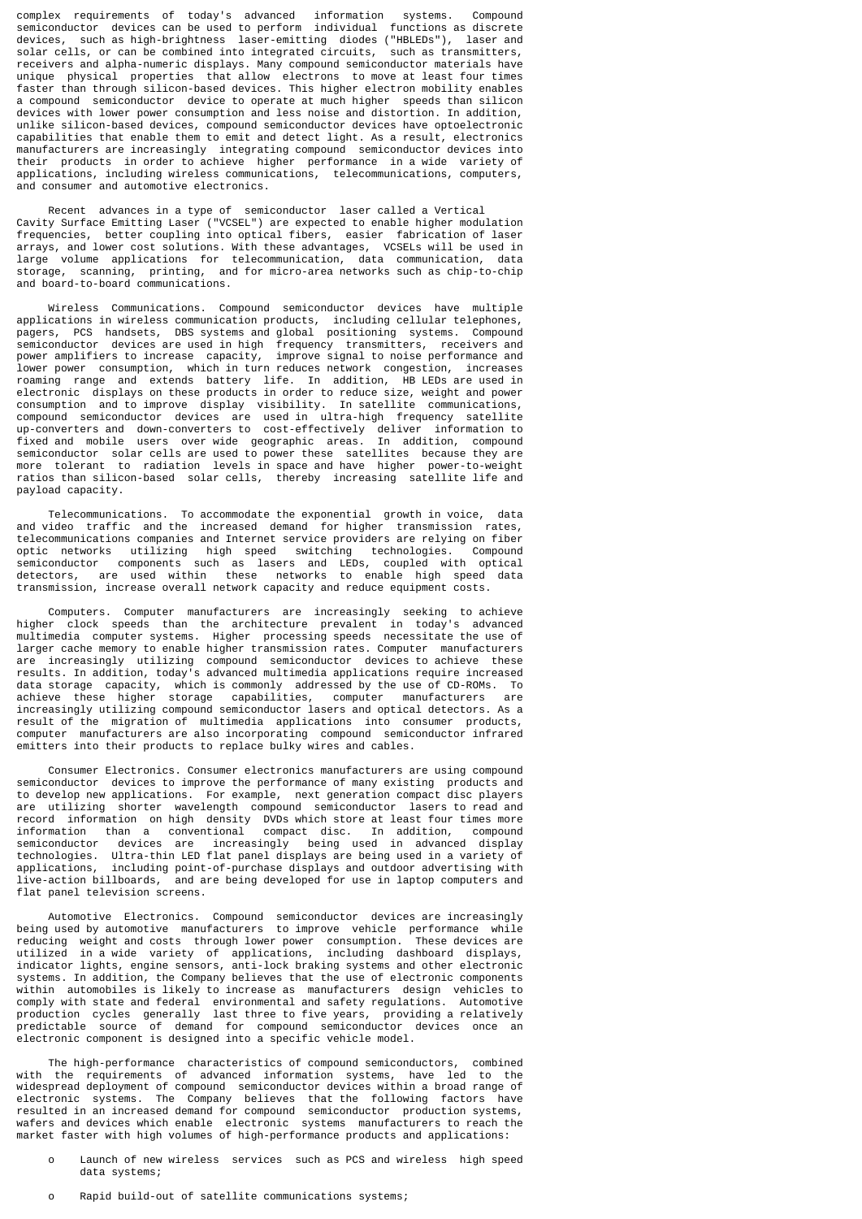complex requirements of today's advanced information systems. Compound semiconductor devices can be used to perform individual functions as discrete devices, such as high-brightness laser-emitting diodes ("HBLEDs"), laser and solar cells, or can be combined into integrated circuits, such as transmitters, receivers and alpha-numeric displays. Many compound semiconductor materials have unique physical properties that allow electrons to move at least four times faster than through silicon-based devices. This higher electron mobility enables a compound semiconductor device to operate at much higher speeds than silicon devices with lower power consumption and less noise and distortion. In addition, unlike silicon-based devices, compound semiconductor devices have optoelectronic capabilities that enable them to emit and detect light. As a result, electronics manufacturers are increasingly integrating compound semiconductor devices into their products in order to achieve higher performance in a wide variety of applications, including wireless communications, telecommunications, computers, and consumer and automotive electronics.

Recent advances in a type of semiconductor laser called a Vertical Cavity Surface Emitting Laser ("VCSEL") are expected to enable higher modulation frequencies, better coupling into optical fibers, easier fabrication of laser arrays, and lower cost solutions. With these advantages, VCSELs will be used in large volume applications for telecommunication, data communication, data storage, scanning, printing, and for micro-area networks such as chip-to-chip and board-to-board communications.

Wireless Communications. Compound semiconductor devices have multiple applications in wireless communication products, including cellular telephones, pagers, PCS handsets, DBS systems and global positioning systems. Compound semiconductor devices are used in high frequency transmitters, receivers and power amplifiers to increase capacity, improve signal to noise performance and lower power consumption, which in turn reduces network congestion, increases roaming range and extends battery life. In addition, HB LEDs are used in electronic displays on these products in order to reduce size, weight and power consumption and to improve display visibility. In satellite communications, compound semiconductor devices are used in ultra-high frequency satellite up-converters and down-converters to cost-effectively deliver information to fixed and mobile users over wide geographic areas. In addition, compound semiconductor solar cells are used to power these satellites because they are more tolerant to radiation levels in space and have higher power-to-weight ratios than silicon-based solar cells, thereby increasing satellite life and payload capacity.

Telecommunications. To accommodate the exponential growth in voice, data and video traffic and the increased demand for higher transmission rates, telecommunications companies and Internet service providers are relying on fiber optic networks utilizing high speed switching technologies. Compound semiconductor components such as lasers and LEDs, coupled with optical detectors, are used within these networks to enable high speed data transmission, increase overall network capacity and reduce equipment costs.

Computers. Computer manufacturers are increasingly seeking to achieve higher clock speeds than the architecture prevalent in today's advanced multimedia computer systems. Higher processing speeds necessitate the use of larger cache memory to enable higher transmission rates. Computer manufacturers are increasingly utilizing compound semiconductor devices to achieve these results. In addition, today's advanced multimedia applications require increased data storage capacity, which is commonly addressed by the use of CD-ROMs. To achieve these higher storage capabilities, computer manufacturers are increasingly utilizing compound semiconductor lasers and optical detectors. As a result of the migration of multimedia applications into consumer products, computer manufacturers are also incorporating compound semiconductor infrared emitters into their products to replace bulky wires and cables.

Consumer Electronics. Consumer electronics manufacturers are using compound semiconductor devices to improve the performance of many existing products and to develop new applications. For example, next generation compact disc players are utilizing shorter wavelength compound semiconductor lasers to read and record information on high density DVDs which store at least four times more information than a conventional compact disc. In addition, compound semiconductor devices are increasingly being used in advanced display technologies. Ultra-thin LED flat panel displays are being used in a variety of applications, including point-of-purchase displays and outdoor advertising with live-action billboards, and are being developed for use in laptop computers and flat panel television screens.

Automotive Electronics. Compound semiconductor devices are increasingly being used by automotive manufacturers to improve vehicle performance while reducing weight and costs through lower power consumption. These devices are utilized in a wide variety of applications, including dashboard displays, indicator lights, engine sensors, anti-lock braking systems and other electronic systems. In addition, the Company believes that the use of electronic components within automobiles is likely to increase as manufacturers design vehicles to comply with state and federal environmental and safety regulations. Automotive production cycles generally last three to five years, providing a relatively predictable source of demand for compound semiconductor devices once an electronic component is designed into a specific vehicle model.

The high-performance characteristics of compound semiconductors, combined with the requirements of advanced information systems, have led to the widespread deployment of compound semiconductor devices within a broad range of electronic systems. The Company believes that the following factors have resulted in an increased demand for compound semiconductor production systems, wafers and devices which enable electronic systems manufacturers to reach the market faster with high volumes of high-performance products and applications:

- Launch of new wireless services such as PCS and wireless high speed data systems;
- Rapid build-out of satellite communications systems;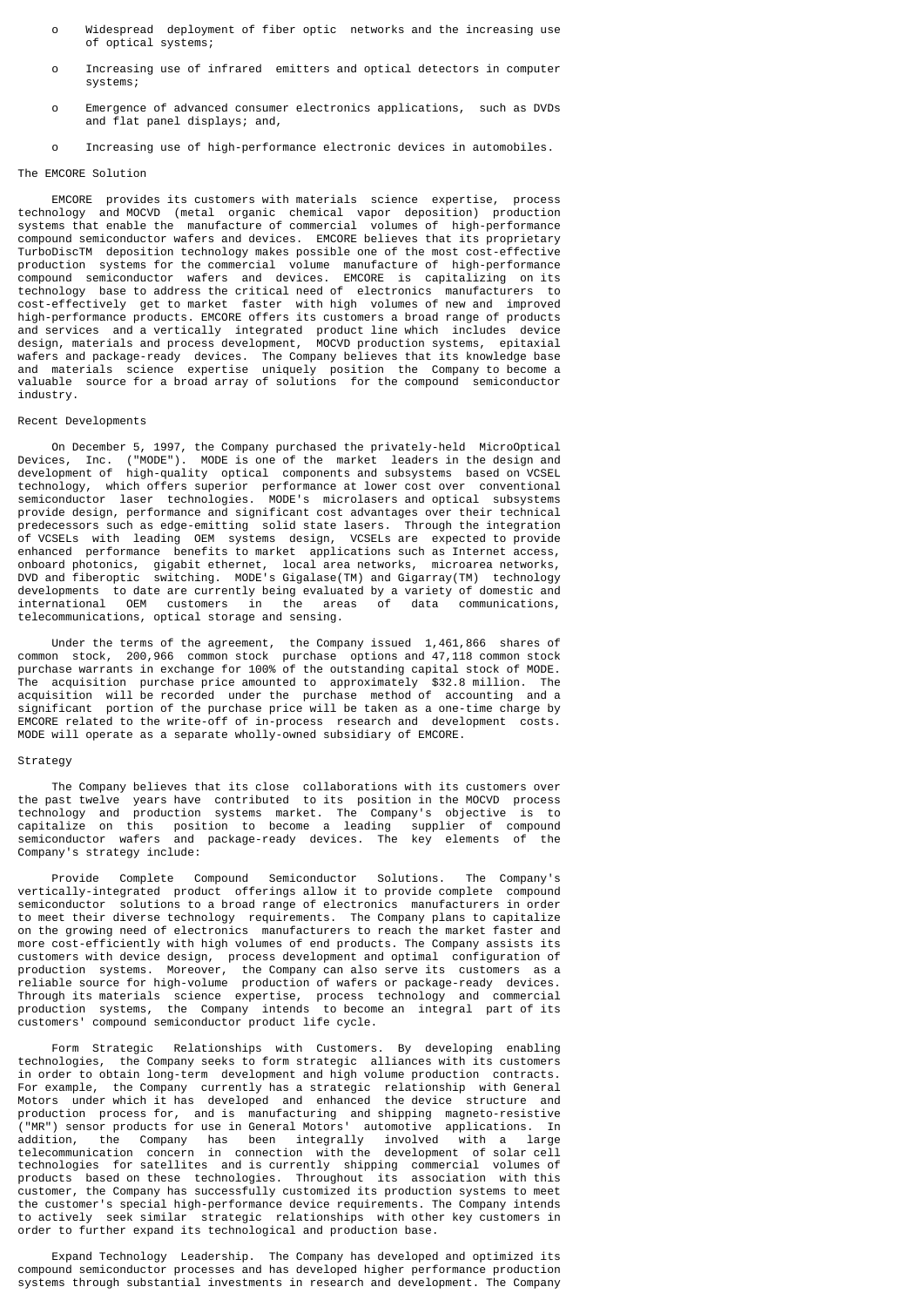- Widespread deployment of fiber optic networks and the increasing use of optical systems;
- Increasing use of infrared emitters and optical detectors in computer systems;
- Emergence of advanced consumer electronics applications, such as DVDs and flat panel displays; and,
- Increasing use of high-performance electronic devices in automobiles.

## The EMCORE Solution

EMCORE provides its customers with materials science expertise, process technology and MOCVD (metal organic chemical vapor deposition) production systems that enable the manufacture of commercial volumes of high-performance compound semiconductor wafers and devices. EMCORE believes that its proprietary TurboDiscTM deposition technology makes possible one of the most cost-effective production systems for the commercial volume manufacture of high-performance compound semiconductor wafers and devices. EMCORE is capitalizing on its technology base to address the critical need of electronics manufacturers to cost-effectively get to market faster with high volumes of new and improved high-performance products. EMCORE offers its customers a broad range of products and services and a vertically integrated product line which includes device design, materials and process development, MOCVD production systems, epitaxial wafers and package-ready devices. The Company believes that its knowledge base and materials science expertise uniquely position the Company to become a valuable source for a broad array of solutions for the compound semiconductor industry.

## Recent Developments

On December 5, 1997, the Company purchased the privately-held MicroOptical Devices, Inc. ("MODE"). MODE is one of the market leaders in the design and development of high-quality optical components and subsystems based on VCSEL technology, which offers superior performance at lower cost over conventional semiconductor laser technologies. MODE's microlasers and optical subsystems provide design, performance and significant cost advantages over their technical predecessors such as edge-emitting solid state lasers. Through the integration of VCSELs with leading OEM systems design, VCSELs are expected to provide enhanced performance benefits to market applications such as Internet access, onboard photonics, gigabit ethernet, local area networks, microarea networks, DVD and fiberoptic switching. MODE's Gigalase(TM) and Gigarray(TM) technology developments to date are currently being evaluated by a variety of domestic and international OEM customers in the areas of data communications, telecommunications, optical storage and sensing.

Under the terms of the agreement, the Company issued 1,461,866 shares of common stock, 200,966 common stock purchase options and 47,118 common stock purchase warrants in exchange for 100% of the outstanding capital stock of MODE. The acquisition purchase price amounted to approximately $32.8 million. The acquisition will be recorded under the purchase method of accounting and a significant portion of the purchase price will be taken as a one-time charge by EMCORE related to the write-off of in-process research and development costs. MODE will operate as a separate wholly-owned subsidiary of EMCORE.

## Strategy

The Company believes that its close collaborations with its customers over the past twelve years have contributed to its position in the MOCVD process technology and production systems market. The Company's objective is to capitalize on this position to become a leading supplier of compound semiconductor wafers and package-ready devices. The key elements of the Company's strategy include:

Provide Complete Compound Semiconductor Solutions. The Company's vertically-integrated product offerings allow it to provide complete compound semiconductor solutions to a broad range of electronics manufacturers in order to meet their diverse technology requirements. The Company plans to capitalize on the growing need of electronics manufacturers to reach the market faster and more cost-efficiently with high volumes of end products. The Company assists its customers with device design, process development and optimal configuration of production systems. Moreover, the Company can also serve its customers as a reliable source for high-volume production of wafers or package-ready devices. Through its materials science expertise, process technology and commercial production systems, the Company intends to become an integral part of its customers' compound semiconductor product life cycle.

Form Strategic Relationships with Customers. By developing enabling technologies, the Company seeks to form strategic alliances with its customers in order to obtain long-term development and high volume production contracts. For example, the Company currently has a strategic relationship with General Motors under which it has developed and enhanced the device structure and production process for, and is manufacturing and shipping magneto-resistive ("MR") sensor products for use in General Motors' automotive applications. In addition, the Company has been integrally involved with a large telecommunication concern in connection with the development of solar cell technologies for satellites and is currently shipping commercial volumes of products based on these technologies. Throughout its association with this customer, the Company has successfully customized its production systems to meet the customer's special high-performance device requirements. The Company intends to actively seek similar strategic relationships with other key customers in order to further expand its technological and production base.

Expand Technology Leadership. The Company has developed and optimized its compound semiconductor processes and has developed higher performance production systems through substantial investments in research and development. The Company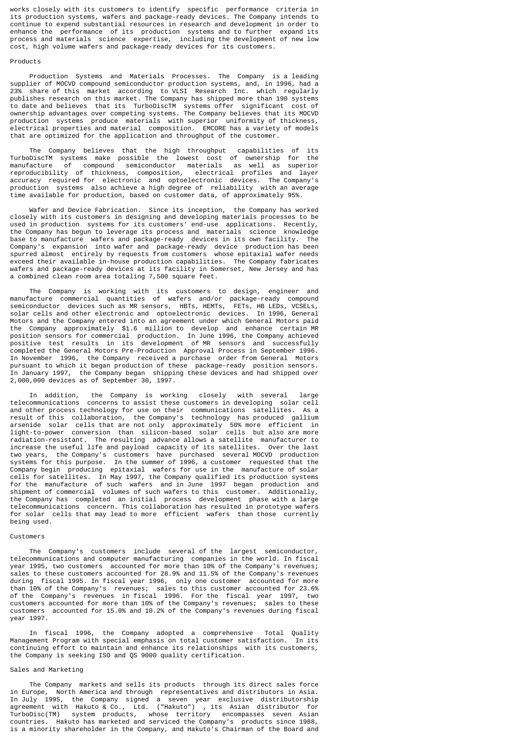works closely with its customers to identify specific performance criteria in its production systems, wafers and package-ready devices. The Company intends to continue to expend substantial resources in research and development in order to enhance the performance of its production systems and to further expand its process and materials science expertise, including the development of new low cost, high volume wafers and package-ready devices for its customers.

## Products

Production Systems and Materials Processes. The Company is a leading supplier of MOCVD compound semiconductor production systems, and, in 1996, had a 23% share of this market according to VLSI Research Inc. which regularly publishes research on this market. The Company has shipped more than 190 systems to date and believes that its TurboDiscTM systems offer significant cost of ownership advantages over competing systems. The Company believes that its MOCVD production systems produce materials with superior uniformity of thickness, electrical properties and material composition. EMCORE has a variety of models that are optimized for the application and throughput of the customer.

The Company believes that the high throughput capabilities of its TurboDiscTM systems make possible the lowest cost of ownership for the manufacture of compound semiconductor materials as well as superior reproducibility of thickness, composition, electrical profiles and layer accuracy required for electronic and optoelectronic devices. The Company's production systems also achieve a high degree of reliability with an average time available for production, based on customer data, of approximately 95%.

Wafer and Device Fabrication. Since its inception, the Company has worked closely with its customers in designing and developing materials processes to be used in production systems for its customers' end-use applications. Recently, the Company has begun to leverage its process and materials science knowledge base to manufacture wafers and package-ready devices in its own facility. The Company's expansion into wafer and package-ready device production has been spurred almost entirely by requests from customers whose epitaxial wafer needs exceed their available in-house production capabilities. The Company fabricates wafers and package-ready devices at its facility in Somerset, New Jersey and has a combined clean room area totaling 7,500 square feet.

The Company is working with its customers to design, engineer and manufacture commercial quantities of wafers and/or package-ready compound semiconductor devices such as MR sensors, HBTs, HEMTs, FETs, HB LEDs, VCSELs, solar cells and other electronic and optoelectronic devices. In 1996, General Motors and the Company entered into an agreement under which General Motors paid the Company approximately $1.6 million to develop and enhance certain MR position sensors for commercial production. In June 1996, the Company achieved positive test results in its development of MR sensors and successfully completed the General Motors Pre-Production Approval Process in September 1996. In November 1996, the Company received a purchase order from General Motors pursuant to which it began production of these package-ready position sensors. In January 1997, the Company began shipping these devices and had shipped over 2,000,000 devices as of September 30, 1997.

In addition, the Company is working closely with several large telecommunications concerns to assist these customers in developing solar cell and other process technology for use on their communications satellites. As a result of this collaboration, the Company's technology has produced gallium arsenide solar cells that are not only approximately 50% more efficient in light-to-power conversion than silicon-based solar cells but also are more radiation-resistant. The resulting advance allows a satellite manufacturer to increase the useful life and payload capacity of its satellites. Over the last two years, the Company's customers have purchased several MOCVD production systems for this purpose. In the summer of 1996, a customer requested that the Company begin producing epitaxial wafers for use in the manufacture of solar cells for satellites. In May 1997, the Company qualified its production systems for the manufacture of such wafers and in June 1997 began production and shipment of commercial volumes of such wafers to this customer. Additionally, the Company has completed an initial process development phase with a large telecommunications concern. This collaboration has resulted in prototype wafers for solar cells that may lead to more efficient wafers than those currently being used.

## Customers

The Company's customers include several of the largest semiconductor, telecommunications and computer manufacturing companies in the world. In fiscal year 1995, two customers accounted for more than 10% of the Company's revenues; sales to these customers accounted for 28.9% and 11.5% of the Company's revenues during fiscal 1995. In fiscal year 1996, only one customer accounted for more than 10% of the Company's revenues; sales to this customer accounted for 23.6% of the Company's revenues in fiscal 1996. For the fiscal year 1997, two customers accounted for more than 10% of the Company's revenues; sales to these customers accounted for 15.0% and 10.2% of the Company's revenues during fiscal year 1997.

In fiscal 1996, the Company adopted a comprehensive Total Quality Management Program with special emphasis on total customer satisfaction. In its continuing effort to maintain and enhance its relationships with its customers, the Company is seeking ISO and QS 9000 quality certification.

## Sales and Marketing

The Company markets and sells its products through its direct sales force in Europe, North America and through representatives and distributors in Asia. In July 1995, the Company signed a seven year exclusive distributorship agreement with Hakuto & Co., Ltd. ("Hakuto") , its Asian distributor for TurboDisc(TM) system products, whose territory encompasses seven Asian countries. Hakuto has marketed and serviced the Company's products since 1988, is a minority shareholder in the Company, and Hakuto's Chairman of the Board and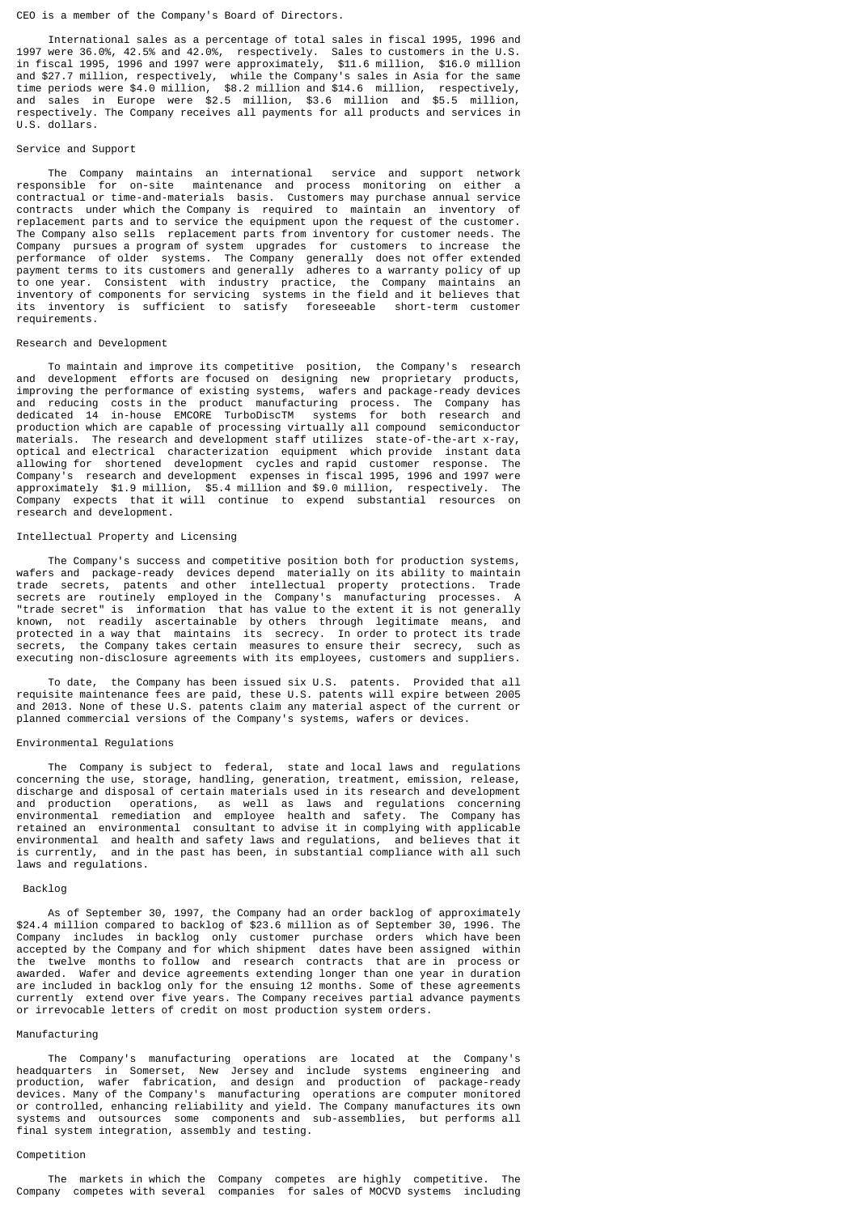CEO is a member of the Company's Board of Directors.

International sales as a percentage of total sales in fiscal 1995, 1996 and 1997 were 36.0%, 42.5% and 42.0%, respectively. Sales to customers in the U.S. in fiscal 1995, 1996 and 1997 were approximately, \$11.6 million, \$16.0 million and \$27.7 million, respectively, while the Company's sales in Asia for the same time periods were \$4.0 million, \$8.2 million and \$14.6 million, respectively, and sales in Europe were \$2.5 million, \$3.6 million and \$5.5 million, respectively. The Company receives all payments for all products and services in U.S. dollars.

## Service and Support

The Company maintains an international service and support network responsible for on-site maintenance and process monitoring on either a contractual or time-and-materials basis. Customers may purchase annual service contracts under which the Company is required to maintain an inventory of replacement parts and to service the equipment upon the request of the customer. The Company also sells replacement parts from inventory for customer needs. The Company pursues a program of system upgrades for customers to increase the performance of older systems. The Company generally does not offer extended payment terms to its customers and generally adheres to a warranty policy of up to one year. Consistent with industry practice, the Company maintains an inventory of components for servicing systems in the field and it believes that its inventory is sufficient to satisfy foreseeable short-term customer requirements.

## Research and Development

To maintain and improve its competitive position, the Company's research and development efforts are focused on designing new proprietary products, improving the performance of existing systems, wafers and package-ready devices and reducing costs in the product manufacturing process. The Company has dedicated 14 in-house EMCORE TurboDiscTM systems for both research and production which are capable of processing virtually all compound semiconductor materials. The research and development staff utilizes state-of-the-art x-ray, optical and electrical characterization equipment which provide instant data allowing for shortened development cycles and rapid customer response. The Company's research and development expenses in fiscal 1995, 1996 and 1997 were approximately \$1.9 million, \$5.4 million and \$9.0 million, respectively. The Company expects that it will continue to expend substantial resources on research and development.

## Intellectual Property and Licensing

The Company's success and competitive position both for production systems, wafers and package-ready devices depend materially on its ability to maintain trade secrets, patents and other intellectual property protections. Trade secrets are routinely employed in the Company's manufacturing processes. A "trade secret" is information that has value to the extent it is not generally known, not readily ascertainable by others through legitimate means, and protected in a way that maintains its secrecy. In order to protect its trade secrets, the Company takes certain measures to ensure their secrecy, such as executing non-disclosure agreements with its employees, customers and suppliers.

To date, the Company has been issued six U.S. patents. Provided that all requisite maintenance fees are paid, these U.S. patents will expire between 2005 and 2013. None of these U.S. patents claim any material aspect of the current or planned commercial versions of the Company's systems, wafers or devices.

## Environmental Regulations

The Company is subject to federal, state and local laws and regulations concerning the use, storage, handling, generation, treatment, emission, release, discharge and disposal of certain materials used in its research and development and production operations, as well as laws and regulations concerning environmental remediation and employee health and safety. The Company has retained an environmental consultant to advise it in complying with applicable environmental and health and safety laws and regulations, and believes that it is currently, and in the past has been, in substantial compliance with all such laws and regulations.

## Backlog

As of September 30, 1997, the Company had an order backlog of approximately \$24.4 million compared to backlog of \$23.6 million as of September 30, 1996. The Company includes in backlog only customer purchase orders which have been accepted by the Company and for which shipment dates have been assigned within the twelve months to follow and research contracts that are in process or awarded. Wafer and device agreements extending longer than one year in duration are included in backlog only for the ensuing 12 months. Some of these agreements currently extend over five years. The Company receives partial advance payments or irrevocable letters of credit on most production system orders.

## Manufacturing

The Company's manufacturing operations are located at the Company's headquarters in Somerset, New Jersey and include systems engineering and production, wafer fabrication, and design and production of package-ready devices. Many of the Company's manufacturing operations are computer monitored or controlled, enhancing reliability and yield. The Company manufactures its own systems and outsources some components and sub-assemblies, but performs all final system integration, assembly and testing.

## Competition

The markets in which the Company competes are highly competitive. The Company competes with several companies for sales of MOCVD systems including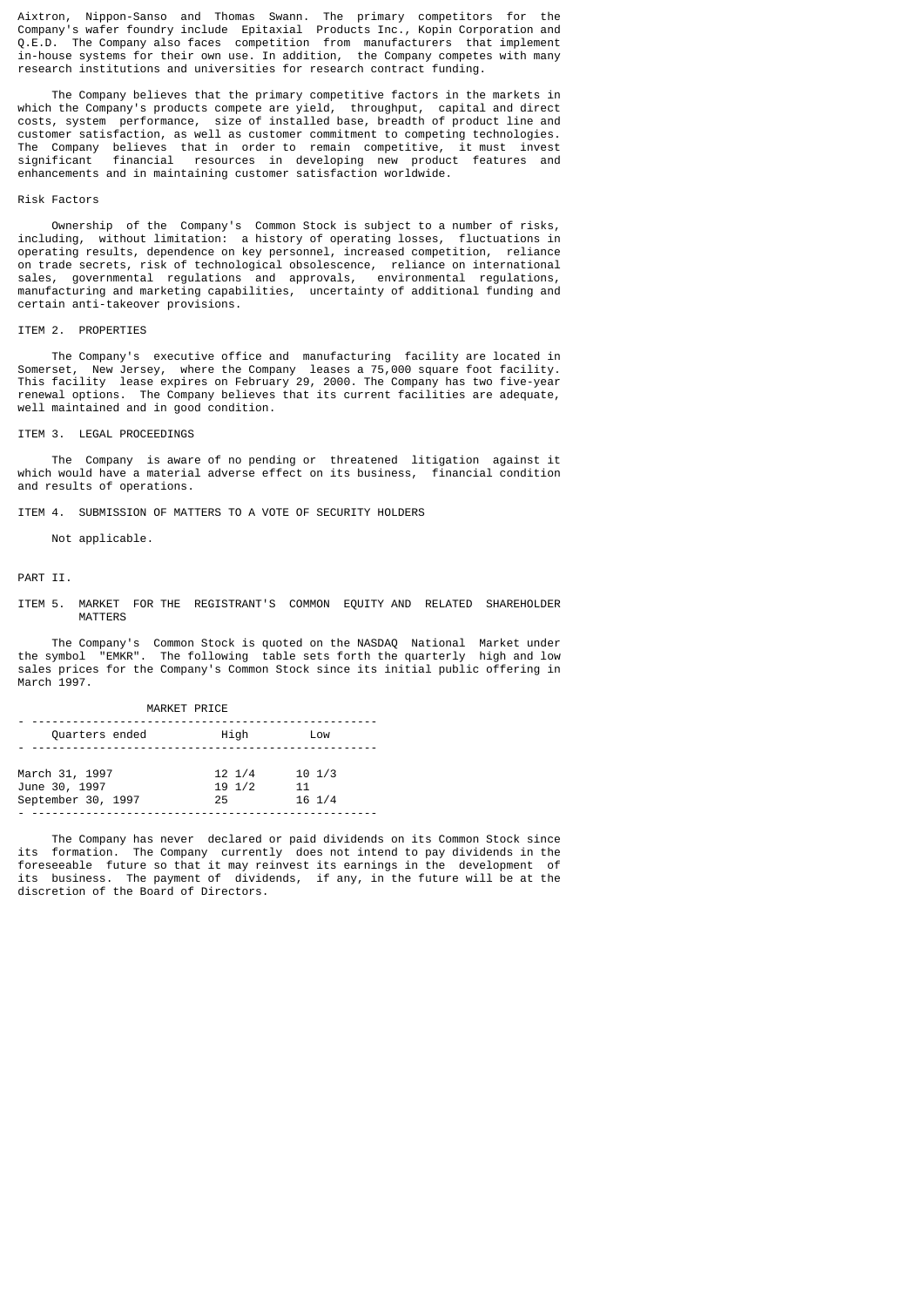Aixtron, Nippon-Sanso and Thomas Swann. The primary competitors for the Company's wafer foundry include Epitaxial Products Inc., Kopin Corporation and Q.E.D. The Company also faces competition from manufacturers that implement in-house systems for their own use. In addition, the Company competes with many research institutions and universities for research contract funding.

The Company believes that the primary competitive factors in the markets in which the Company's products compete are yield, throughput, capital and direct costs, system performance, size of installed base, breadth of product line and customer satisfaction, as well as customer commitment to competing technologies. The Company believes that in order to remain competitive, it must invest significant financial resources in developing new product features and enhancements and in maintaining customer satisfaction worldwide.

Risk Factors

Ownership of the Company's Common Stock is subject to a number of risks, including, without limitation: a history of operating losses, fluctuations in operating results, dependence on key personnel, increased competition, reliance on trade secrets, risk of technological obsolescence, reliance on international sales, governmental regulations and approvals, environmental regulations, manufacturing and marketing capabilities, uncertainty of additional funding and certain anti-takeover provisions.

## ITEM 2. PROPERTIES

The Company's executive office and manufacturing facility are located in Somerset, New Jersey, where the Company leases a 75,000 square foot facility. This facility lease expires on February 29, 2000. The Company has two five-year renewal options. The Company believes that its current facilities are adequate, well maintained and in good condition.

## ITEM 3. LEGAL PROCEEDINGS

The Company is aware of no pending or threatened litigation against it which would have a material adverse effect on its business, financial condition and results of operations.

## ITEM 4. SUBMISSION OF MATTERS TO A VOTE OF SECURITY HOLDERS

Not applicable.

# PART II.

## ITEM 5. MARKET FOR THE REGISTRANT'S COMMON EQUITY AND RELATED SHAREHOLDER MATTERS

The Company's Common Stock is quoted on the NASDAQ National Market under the symbol "EMKR". The following table sets forth the quarterly high and low sales prices for the Company's Common Stock since its initial public offering in March 1997.

MARKET PRICE

| Quarters ended | High | Low |
|---|---|---|
| March 31, 1997 | 12 1/4 | 10 1/3 |
| June 30, 1997 | 19 1/2 | 11 |
| September 30, 1997 | 25 | 16 1/4 |

The Company has never declared or paid dividends on its Common Stock since its formation. The Company currently does not intend to pay dividends in the foreseeable future so that it may reinvest its earnings in the development of its business. The payment of dividends, if any, in the future will be at the discretion of the Board of Directors.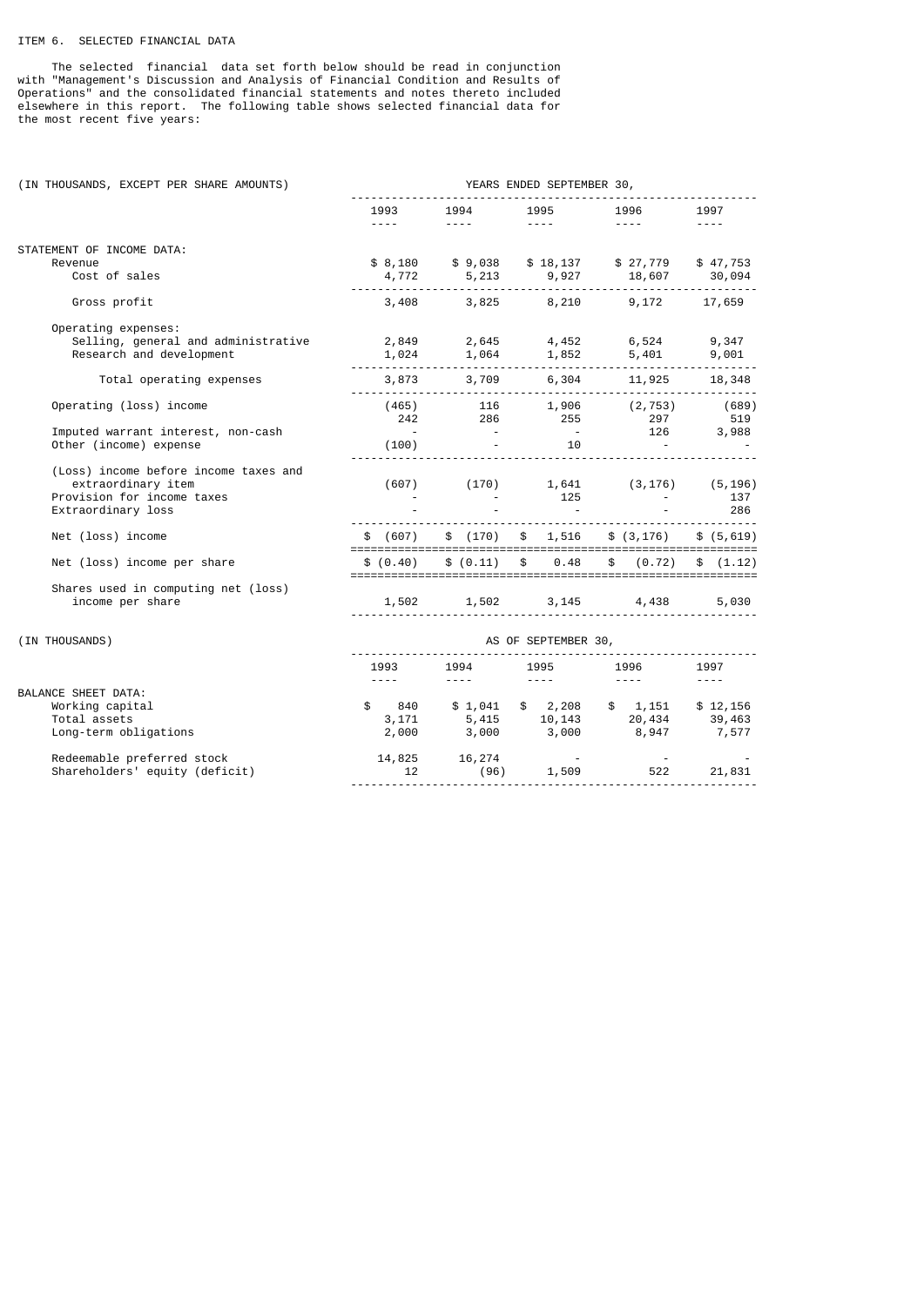## ITEM 6. SELECTED FINANCIAL DATA

The selected financial data set forth below should be read in conjunction with "Management's Discussion and Analysis of Financial Condition and Results of Operations" and the consolidated financial statements and notes thereto included elsewhere in this report. The following table shows selected financial data for the most recent five years:

| (IN THOUSANDS, EXCEPT PER SHARE AMOUNTS) | YEARS ENDED SEPTEMBER 30, | | | | |
|---|---|---|---|---|---|
| | 1993 | 1994 | 1995 | 1996 | 1997 |
| STATEMENT OF INCOME DATA: | | | | | |
| Revenue | $ 8,180 | $ 9,038 | $ 18,137 | $ 27,779 | $ 47,753 |
| Cost of sales | 4,772 | 5,213 | 9,927 | 18,607 | 30,094 |
| Gross profit | 3,408 | 3,825 | 8,210 | 9,172 | 17,659 |
| Operating expenses: | | | | | |
| Selling, general and administrative | 2,849 | 2,645 | 4,452 | 6,524 | 9,347 |
| Research and development | 1,024 | 1,064 | 1,852 | 5,401 | 9,001 |
| Total operating expenses | 3,873 | 3,709 | 6,304 | 11,925 | 18,348 |
| Operating (loss) income | (465) | 116 | 1,906 | (2,753) | (689) |
| | 242 | 286 | 255 | 297 | 519 |
| Imputed warrant interest, non-cash | - | - | - | 126 | 3,988 |
| Other (income) expense | (100) | - | 10 | - | - |
| (Loss) income before income taxes and extraordinary item | (607) | (170) | 1,641 | (3,176) | (5,196) |
| Provision for income taxes | - | - | 125 | - | 137 |
| Extraordinary loss | - | - | - | - | 286 |
| Net (loss) income | $ (607) | $ (170) | $ 1,516 | $ (3,176) | $ (5,619) |
| Net (loss) income per share | $ (0.40) | $ (0.11) | $ 0.48 | $ (0.72) | $ (1.12) |
| Shares used in computing net (loss) income per share | 1,502 | 1,502 | 3,145 | 4,438 | 5,030 |

| (IN THOUSANDS) | AS OF SEPTEMBER 30, | | | | |
|---|---|---|---|---|---|
| | 1993 | 1994 | 1995 | 1996 | 1997 |
| BALANCE SHEET DATA: | | | | | |
| Working capital | $ 840 | $ 1,041 | $ 2,208 | $ 1,151 | $ 12,156 |
| Total assets | 3,171 | 5,415 | 10,143 | 20,434 | 39,463 |
| Long-term obligations | 2,000 | 3,000 | 3,000 | 8,947 | 7,577 |
| Redeemable preferred stock | 14,825 | 16,274 | - | - | - |
| Shareholders' equity (deficit) | 12 | (96) | 1,509 | 522 | 21,831 |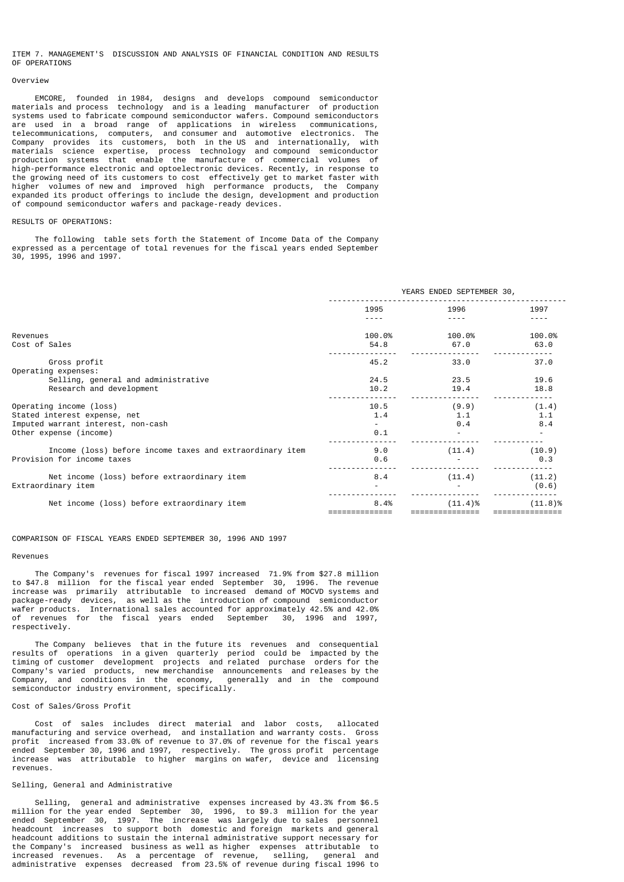ITEM 7. MANAGEMENT'S DISCUSSION AND ANALYSIS OF FINANCIAL CONDITION AND RESULTS OF OPERATIONS

Overview

EMCORE, founded in 1984, designs and develops compound semiconductor materials and process technology and is a leading manufacturer of production systems used to fabricate compound semiconductor wafers. Compound semiconductors are used in a broad range of applications in wireless communications, telecommunications, computers, and consumer and automotive electronics. The Company provides its customers, both in the US and internationally, with materials science expertise, process technology and compound semiconductor production systems that enable the manufacture of commercial volumes of high-performance electronic and optoelectronic devices. Recently, in response to the growing need of its customers to cost effectively get to market faster with higher volumes of new and improved high performance products, the Company expanded its product offerings to include the design, development and production of compound semiconductor wafers and package-ready devices.

RESULTS OF OPERATIONS:

The following table sets forth the Statement of Income Data of the Company expressed as a percentage of total revenues for the fiscal years ended September 30, 1995, 1996 and 1997.

| | YEARS ENDED SEPTEMBER 30, | | |
|---|---|---|---|
| | 1995 | 1996 | 1997 |
| Revenues | 100.0% | 100.0% | 100.0% |
| Cost of Sales | 54.8 | 67.0 | 63.0 |
| Gross profit | 45.2 | 33.0 | 37.0 |
| Operating expenses: | | | |
| Selling, general and administrative | 24.5 | 23.5 | 19.6 |
| Research and development | 10.2 | 19.4 | 18.8 |
| Operating income (loss) | 10.5 | (9.9) | (1.4) |
| Stated interest expense, net | 1.4 | 1.1 | 1.1 |
| Imputed warrant interest, non-cash | - | 0.4 | 8.4 |
| Other expense (income) | 0.1 | - | - |
| Income (loss) before income taxes and extraordinary item | 9.0 | (11.4) | (10.9) |
| Provision for income taxes | 0.6 | - | 0.3 |
| Net income (loss) before extraordinary item | 8.4 | (11.4) | (11.2) |
| Extraordinary item | - | - | (0.6) |
| Net income (loss) before extraordinary item | 8.4% | (11.4)% | (11.8)% |

COMPARISON OF FISCAL YEARS ENDED SEPTEMBER 30, 1996 AND 1997

Revenues

The Company's revenues for fiscal 1997 increased 71.9% from $27.8 million to $47.8 million for the fiscal year ended September 30, 1996. The revenue increase was primarily attributable to increased demand of MOCVD systems and package-ready devices, as well as the introduction of compound semiconductor wafer products. International sales accounted for approximately 42.5% and 42.0% of revenues for the fiscal years ended September 30, 1996 and 1997, respectively.

The Company believes that in the future its revenues and consequential results of operations in a given quarterly period could be impacted by the timing of customer development projects and related purchase orders for the Company's varied products, new merchandise announcements and releases by the Company, and conditions in the economy, generally and in the compound semiconductor industry environment, specifically.

Cost of Sales/Gross Profit

Cost of sales includes direct material and labor costs, allocated manufacturing and service overhead, and installation and warranty costs. Gross profit increased from 33.0% of revenue to 37.0% of revenue for the fiscal years ended September 30, 1996 and 1997, respectively. The gross profit percentage increase was attributable to higher margins on wafer, device and licensing revenues.

Selling, General and Administrative

Selling, general and administrative expenses increased by 43.3% from $6.5 million for the year ended September 30, 1996, to $9.3 million for the year ended September 30, 1997. The increase was largely due to sales personnel headcount increases to support both domestic and foreign markets and general headcount additions to sustain the internal administrative support necessary for the Company's increased business as well as higher expenses attributable to increased revenues. As a percentage of revenue, selling, general and administrative expenses decreased from 23.5% of revenue during fiscal 1996 to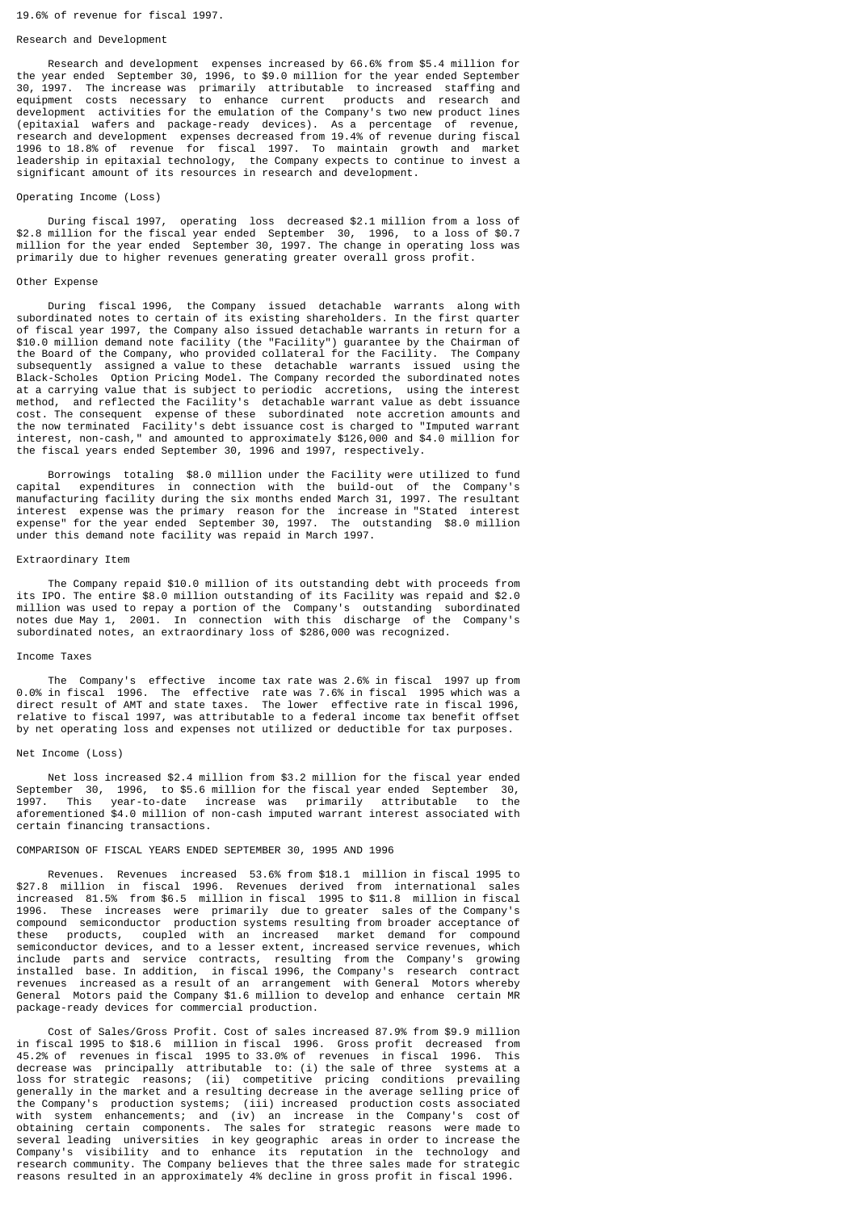19.6% of revenue for fiscal 1997.

### Research and Development

Research and development expenses increased by 66.6% from $5.4 million for the year ended September 30, 1996, to $9.0 million for the year ended September 30, 1997. The increase was primarily attributable to increased staffing and equipment costs necessary to enhance current products and research and development activities for the emulation of the Company's two new product lines (epitaxial wafers and package-ready devices). As a percentage of revenue, research and development expenses decreased from 19.4% of revenue during fiscal 1996 to 18.8% of revenue for fiscal 1997. To maintain growth and market leadership in epitaxial technology, the Company expects to continue to invest a significant amount of its resources in research and development.

### Operating Income (Loss)

During fiscal 1997, operating loss decreased $2.1 million from a loss of $2.8 million for the fiscal year ended September 30, 1996, to a loss of $0.7 million for the year ended September 30, 1997. The change in operating loss was primarily due to higher revenues generating greater overall gross profit.

### Other Expense

During fiscal 1996, the Company issued detachable warrants along with subordinated notes to certain of its existing shareholders. In the first quarter of fiscal year 1997, the Company also issued detachable warrants in return for a $10.0 million demand note facility (the "Facility") guarantee by the Chairman of the Board of the Company, who provided collateral for the Facility. The Company subsequently assigned a value to these detachable warrants issued using the Black-Scholes Option Pricing Model. The Company recorded the subordinated notes at a carrying value that is subject to periodic accretions, using the interest method, and reflected the Facility's detachable warrant value as debt issuance cost. The consequent expense of these subordinated note accretion amounts and the now terminated Facility's debt issuance cost is charged to "Imputed warrant interest, non-cash," and amounted to approximately $126,000 and $4.0 million for the fiscal years ended September 30, 1996 and 1997, respectively.

Borrowings totaling $8.0 million under the Facility were utilized to fund capital expenditures in connection with the build-out of the Company's manufacturing facility during the six months ended March 31, 1997. The resultant interest expense was the primary reason for the increase in "Stated interest expense" for the year ended September 30, 1997. The outstanding $8.0 million under this demand note facility was repaid in March 1997.

### Extraordinary Item

The Company repaid $10.0 million of its outstanding debt with proceeds from its IPO. The entire $8.0 million outstanding of its Facility was repaid and $2.0 million was used to repay a portion of the Company's outstanding subordinated notes due May 1, 2001. In connection with this discharge of the Company's subordinated notes, an extraordinary loss of $286,000 was recognized.

### Income Taxes

The Company's effective income tax rate was 2.6% in fiscal 1997 up from 0.0% in fiscal 1996. The effective rate was 7.6% in fiscal 1995 which was a direct result of AMT and state taxes. The lower effective rate in fiscal 1996, relative to fiscal 1997, was attributable to a federal income tax benefit offset by net operating loss and expenses not utilized or deductible for tax purposes.

### Net Income (Loss)

Net loss increased $2.4 million from $3.2 million for the fiscal year ended September 30, 1996, to $5.6 million for the fiscal year ended September 30, 1997. This year-to-date increase was primarily attributable to the aforementioned $4.0 million of non-cash imputed warrant interest associated with certain financing transactions.

## COMPARISON OF FISCAL YEARS ENDED SEPTEMBER 30, 1995 AND 1996

Revenues. Revenues increased 53.6% from $18.1 million in fiscal 1995 to $27.8 million in fiscal 1996. Revenues derived from international sales increased 81.5% from $6.5 million in fiscal 1995 to $11.8 million in fiscal 1996. These increases were primarily due to greater sales of the Company's compound semiconductor production systems resulting from broader acceptance of these products, coupled with an increased market demand for compound semiconductor devices, and to a lesser extent, increased service revenues, which include parts and service contracts, resulting from the Company's growing installed base. In addition, in fiscal 1996, the Company's research contract revenues increased as a result of an arrangement with General Motors whereby General Motors paid the Company $1.6 million to develop and enhance certain MR package-ready devices for commercial production.

Cost of Sales/Gross Profit. Cost of sales increased 87.9% from $9.9 million in fiscal 1995 to $18.6 million in fiscal 1996. Gross profit decreased from 45.2% of revenues in fiscal 1995 to 33.0% of revenues in fiscal 1996. This decrease was principally attributable to: (i) the sale of three systems at a loss for strategic reasons; (ii) competitive pricing conditions prevailing generally in the market and a resulting decrease in the average selling price of the Company's production systems; (iii) increased production costs associated with system enhancements; and (iv) an increase in the Company's cost of obtaining certain components. The sales for strategic reasons were made to several leading universities in key geographic areas in order to increase the Company's visibility and to enhance its reputation in the technology and research community. The Company believes that the three sales made for strategic reasons resulted in an approximately 4% decline in gross profit in fiscal 1996.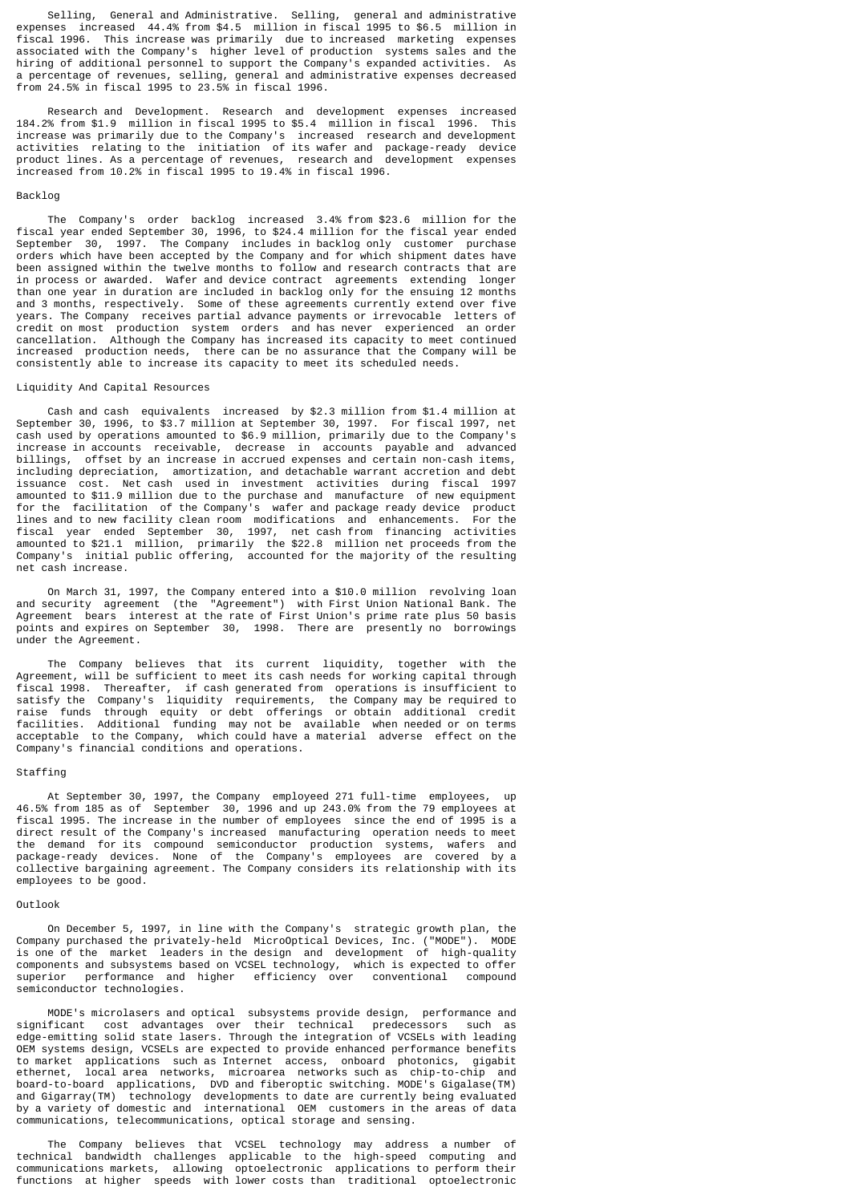Selling, General and Administrative. Selling, general and administrative expenses increased 44.4% from \$4.5 million in fiscal 1995 to \$6.5 million in fiscal 1996. This increase was primarily due to increased marketing expenses associated with the Company's higher level of production systems sales and the hiring of additional personnel to support the Company's expanded activities. As a percentage of revenues, selling, general and administrative expenses decreased from 24.5% in fiscal 1995 to 23.5% in fiscal 1996.

Research and Development. Research and development expenses increased 184.2% from \$1.9 million in fiscal 1995 to \$5.4 million in fiscal 1996. This increase was primarily due to the Company's increased research and development activities relating to the initiation of its wafer and package-ready device product lines. As a percentage of revenues, research and development expenses increased from 10.2% in fiscal 1995 to 19.4% in fiscal 1996.

## Backlog

The Company's order backlog increased 3.4% from \$23.6 million for the fiscal year ended September 30, 1996, to \$24.4 million for the fiscal year ended September 30, 1997. The Company includes in backlog only customer purchase orders which have been accepted by the Company and for which shipment dates have been assigned within the twelve months to follow and research contracts that are in process or awarded. Wafer and device contract agreements extending longer than one year in duration are included in backlog only for the ensuing 12 months and 3 months, respectively. Some of these agreements currently extend over five years. The Company receives partial advance payments or irrevocable letters of credit on most production system orders and has never experienced an order cancellation. Although the Company has increased its capacity to meet continued increased production needs, there can be no assurance that the Company will be consistently able to increase its capacity to meet its scheduled needs.

## Liquidity And Capital Resources

Cash and cash equivalents increased by \$2.3 million from \$1.4 million at September 30, 1996, to \$3.7 million at September 30, 1997. For fiscal 1997, net cash used by operations amounted to \$6.9 million, primarily due to the Company's increase in accounts receivable, decrease in accounts payable and advanced billings, offset by an increase in accrued expenses and certain non-cash items, including depreciation, amortization, and detachable warrant accretion and debt issuance cost. Net cash used in investment activities during fiscal 1997 amounted to \$11.9 million due to the purchase and manufacture of new equipment for the facilitation of the Company's wafer and package ready device product lines and to new facility clean room modifications and enhancements. For the fiscal year ended September 30, 1997, net cash from financing activities amounted to \$21.1 million, primarily the \$22.8 million net proceeds from the Company's initial public offering, accounted for the majority of the resulting net cash increase.

On March 31, 1997, the Company entered into a \$10.0 million revolving loan and security agreement (the "Agreement") with First Union National Bank. The Agreement bears interest at the rate of First Union's prime rate plus 50 basis points and expires on September 30, 1998. There are presently no borrowings under the Agreement.

The Company believes that its current liquidity, together with the Agreement, will be sufficient to meet its cash needs for working capital through fiscal 1998. Thereafter, if cash generated from operations is insufficient to satisfy the Company's liquidity requirements, the Company may be required to raise funds through equity or debt offerings or obtain additional credit facilities. Additional funding may not be available when needed or on terms acceptable to the Company, which could have a material adverse effect on the Company's financial conditions and operations.

## Staffing

At September 30, 1997, the Company employeed 271 full-time employees, up 46.5% from 185 as of September 30, 1996 and up 243.0% from the 79 employees at fiscal 1995. The increase in the number of employees since the end of 1995 is a direct result of the Company's increased manufacturing operation needs to meet the demand for its compound semiconductor production systems, wafers and package-ready devices. None of the Company's employees are covered by a collective bargaining agreement. The Company considers its relationship with its employees to be good.

## Outlook

On December 5, 1997, in line with the Company's strategic growth plan, the Company purchased the privately-held MicroOptical Devices, Inc. ("MODE"). MODE is one of the market leaders in the design and development of high-quality components and subsystems based on VCSEL technology, which is expected to offer superior performance and higher efficiency over conventional compound semiconductor technologies.

MODE's microlasers and optical subsystems provide design, performance and significant cost advantages over their technical predecessors such as edge-emitting solid state lasers. Through the integration of VCSELs with leading OEM systems design, VCSELs are expected to provide enhanced performance benefits to market applications such as Internet access, onboard photonics, gigabit ethernet, local area networks, microarea networks such as chip-to-chip and board-to-board applications, DVD and fiberoptic switching. MODE's Gigalase(TM) and Gigarray(TM) technology developments to date are currently being evaluated by a variety of domestic and international OEM customers in the areas of data communications, telecommunications, optical storage and sensing.

The Company believes that VCSEL technology may address a number of technical bandwidth challenges applicable to the high-speed computing and communications markets, allowing optoelectronic applications to perform their functions at higher speeds with lower costs than traditional optoelectronic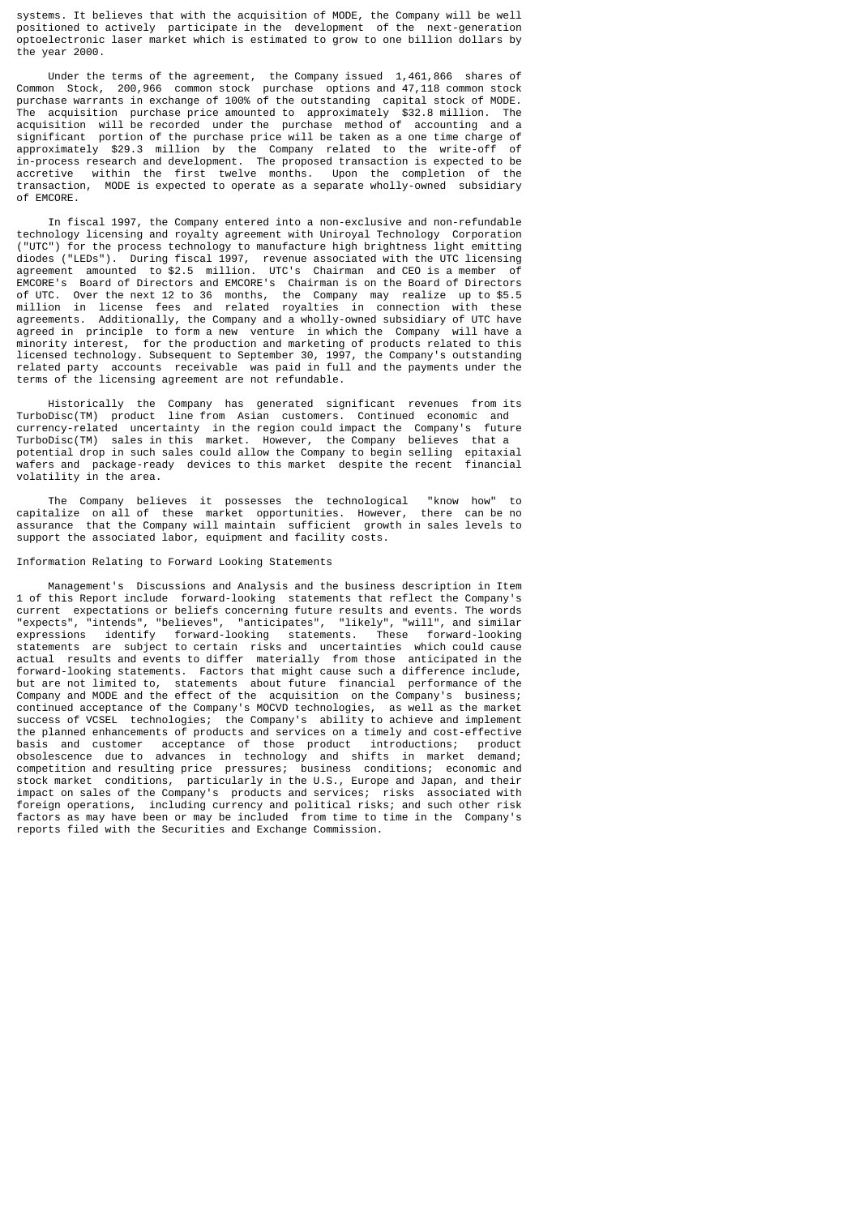systems. It believes that with the acquisition of MODE, the Company will be well positioned to actively participate in the development of the next-generation optoelectronic laser market which is estimated to grow to one billion dollars by the year 2000.

Under the terms of the agreement, the Company issued 1,461,866 shares of Common Stock, 200,966 common stock purchase options and 47,118 common stock purchase warrants in exchange of 100% of the outstanding capital stock of MODE. The acquisition purchase price amounted to approximately $32.8 million. The acquisition will be recorded under the purchase method of accounting and a significant portion of the purchase price will be taken as a one time charge of approximately $29.3 million by the Company related to the write-off of in-process research and development. The proposed transaction is expected to be accretive within the first twelve months. Upon the completion of the transaction, MODE is expected to operate as a separate wholly-owned subsidiary of EMCORE.

In fiscal 1997, the Company entered into a non-exclusive and non-refundable technology licensing and royalty agreement with Uniroyal Technology Corporation ("UTC") for the process technology to manufacture high brightness light emitting diodes ("LEDs"). During fiscal 1997, revenue associated with the UTC licensing agreement amounted to $2.5 million. UTC's Chairman and CEO is a member of EMCORE's Board of Directors and EMCORE's Chairman is on the Board of Directors of UTC. Over the next 12 to 36 months, the Company may realize up to $5.5 million in license fees and related royalties in connection with these agreements. Additionally, the Company and a wholly-owned subsidiary of UTC have agreed in principle to form a new venture in which the Company will have a minority interest, for the production and marketing of products related to this licensed technology. Subsequent to September 30, 1997, the Company's outstanding related party accounts receivable was paid in full and the payments under the terms of the licensing agreement are not refundable.

Historically the Company has generated significant revenues from its TurboDisc(TM) product line from Asian customers. Continued economic and currency-related uncertainty in the region could impact the Company's future TurboDisc(TM) sales in this market. However, the Company believes that a potential drop in such sales could allow the Company to begin selling epitaxial wafers and package-ready devices to this market despite the recent financial volatility in the area.

The Company believes it possesses the technological "know how" to capitalize on all of these market opportunities. However, there can be no assurance that the Company will maintain sufficient growth in sales levels to support the associated labor, equipment and facility costs.

Information Relating to Forward Looking Statements

Management's Discussions and Analysis and the business description in Item 1 of this Report include forward-looking statements that reflect the Company's current expectations or beliefs concerning future results and events. The words "expects", "intends", "believes", "anticipates", "likely", "will", and similar expressions identify forward-looking statements. These forward-looking statements are subject to certain risks and uncertainties which could cause actual results and events to differ materially from those anticipated in the forward-looking statements. Factors that might cause such a difference include, but are not limited to, statements about future financial performance of the Company and MODE and the effect of the acquisition on the Company's business; continued acceptance of the Company's MOCVD technologies, as well as the market success of VCSEL technologies; the Company's ability to achieve and implement the planned enhancements of products and services on a timely and cost-effective basis and customer acceptance of those product introductions; product obsolescence due to advances in technology and shifts in market demand; competition and resulting price pressures; business conditions; economic and stock market conditions, particularly in the U.S., Europe and Japan, and their impact on sales of the Company's products and services; risks associated with foreign operations, including currency and political risks; and such other risk factors as may have been or may be included from time to time in the Company's reports filed with the Securities and Exchange Commission.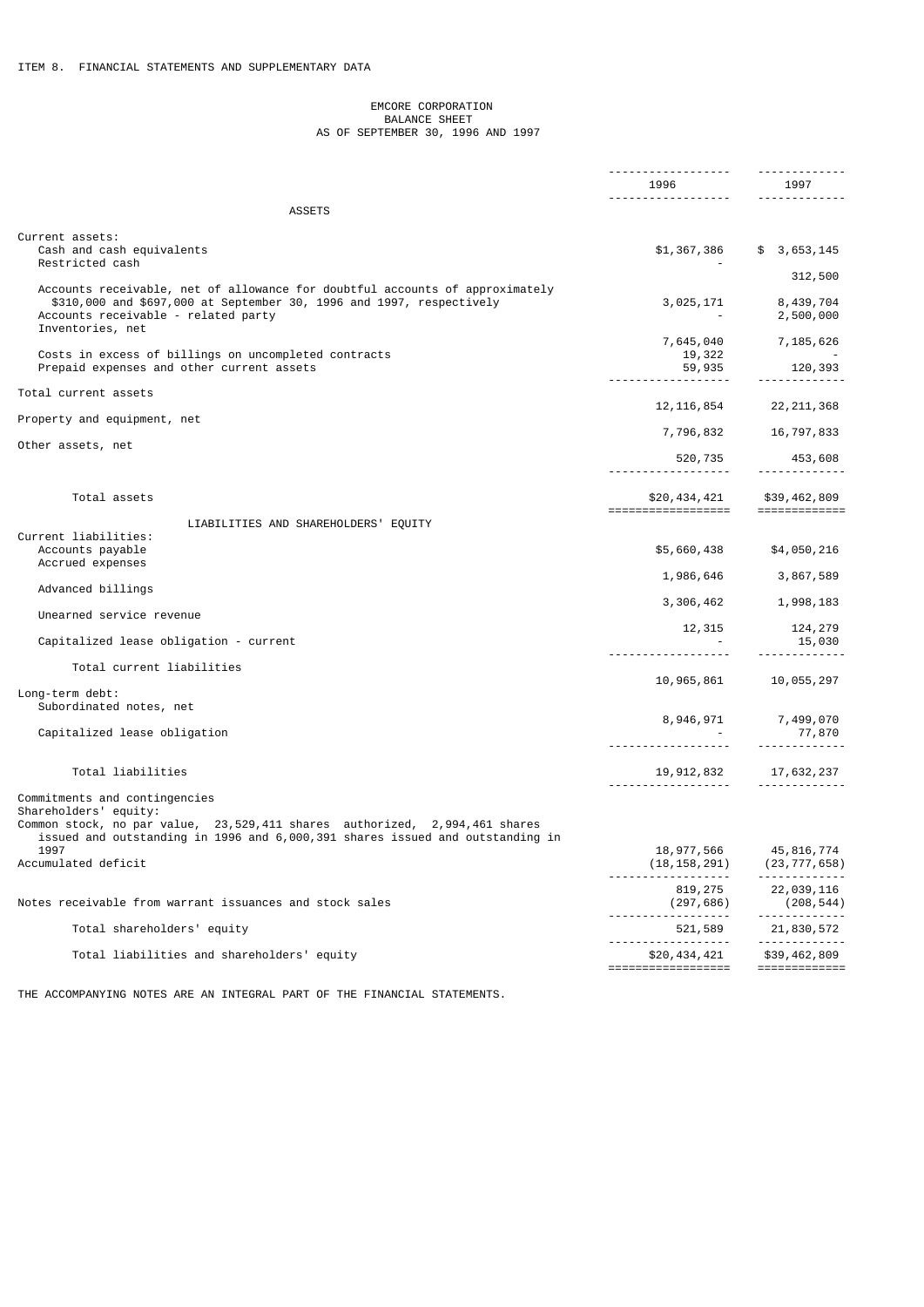ITEM 8. FINANCIAL STATEMENTS AND SUPPLEMENTARY DATA

EMCORE CORPORATION
BALANCE SHEET
AS OF SEPTEMBER 30, 1996 AND 1997

| | 1996 | 1997 |
|---|---|---|
| **ASSETS** | | |
| Current assets: | | |
| Cash and cash equivalents | $1,367,386 | $ 3,653,145 |
| Restricted cash | - | 312,500 |
| Accounts receivable, net of allowance for doubtful accounts of approximately $310,000 and $697,000 at September 30, 1996 and 1997, respectively | 3,025,171 | 8,439,704 |
| Accounts receivable - related party | - | 2,500,000 |
| Inventories, net | 7,645,040 | 7,185,626 |
| Costs in excess of billings on uncompleted contracts | 19,322 | - |
| Prepaid expenses and other current assets | 59,935 | 120,393 |
| Total current assets | 12,116,854 | 22,211,368 |
| Property and equipment, net | 7,796,832 | 16,797,833 |
| Other assets, net | 520,735 | 453,608 |
| Total assets | $20,434,421 | $39,462,809 |
| **LIABILITIES AND SHAREHOLDERS' EQUITY** | | |
| Current liabilities: | | |
| Accounts payable | $5,660,438 | $4,050,216 |
| Accrued expenses | 1,986,646 | 3,867,589 |
| Advanced billings | 3,306,462 | 1,998,183 |
| Unearned service revenue | 12,315 | 124,279 |
| Capitalized lease obligation - current | - | 15,030 |
| Total current liabilities | 10,965,861 | 10,055,297 |
| Long-term debt: | | |
| Subordinated notes, net | 8,946,971 | 7,499,070 |
| Capitalized lease obligation | - | 77,870 |
| Total liabilities | 19,912,832 | 17,632,237 |
| Commitments and contingencies | | |
| Shareholders' equity: | | |
| Common stock, no par value, 23,529,411 shares authorized, 2,994,461 shares issued and outstanding in 1996 and 6,000,391 shares issued and outstanding in 1997 | 18,977,566 | 45,816,774 |
| Accumulated deficit | (18,158,291) | (23,777,658) |
| | 819,275 | 22,039,116 |
| Notes receivable from warrant issuances and stock sales | (297,686) | (208,544) |
| Total shareholders' equity | 521,589 | 21,830,572 |
| Total liabilities and shareholders' equity | $20,434,421 | $39,462,809 |

THE ACCOMPANYING NOTES ARE AN INTEGRAL PART OF THE FINANCIAL STATEMENTS.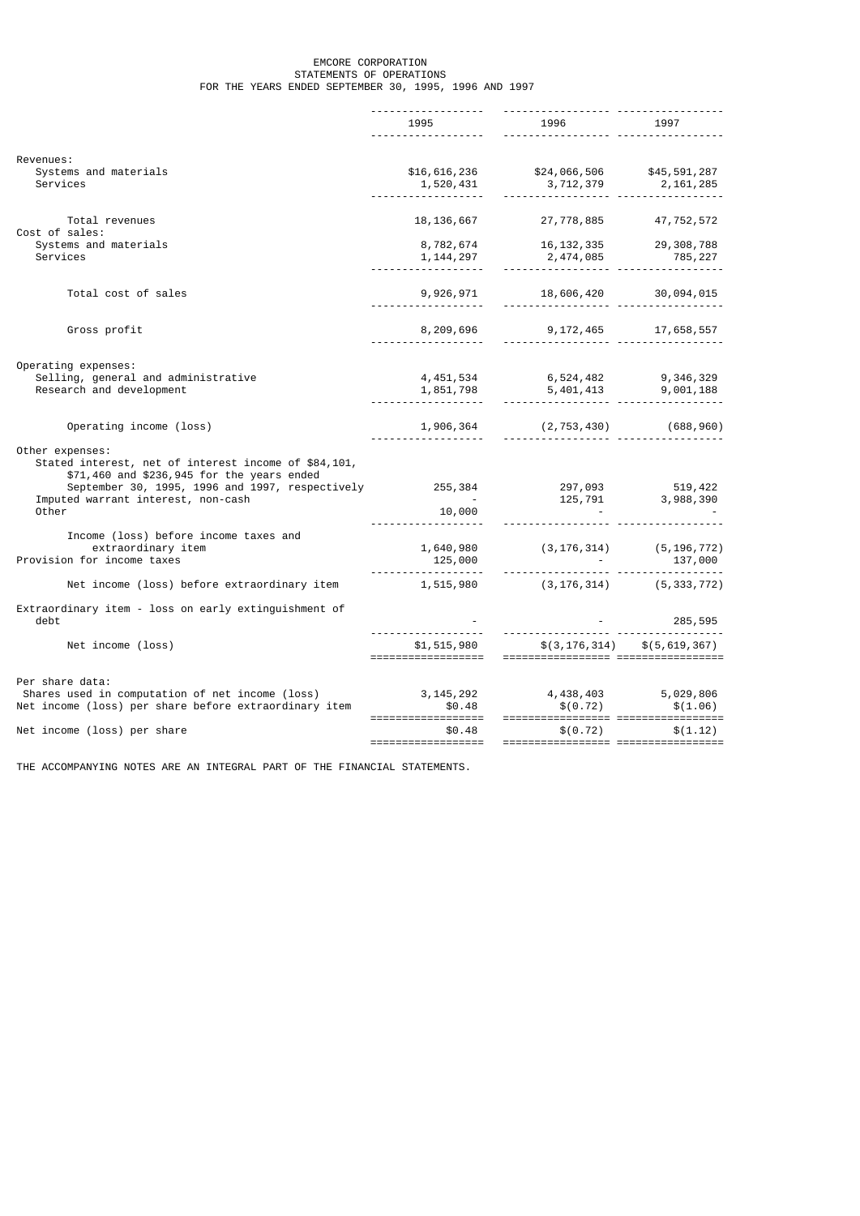# EMCORE CORPORATION
## STATEMENTS OF OPERATIONS
### FOR THE YEARS ENDED SEPTEMBER 30, 1995, 1996 AND 1997

| | 1995 | 1996 | 1997 |
|---|---|---|---|
| Revenues: | | | |
| Systems and materials | $16,616,236 | $24,066,506 | $45,591,287 |
| Services | 1,520,431 | 3,712,379 | 2,161,285 |
| Total revenues | 18,136,667 | 27,778,885 | 47,752,572 |
| Cost of sales: | | | |
| Systems and materials | 8,782,674 | 16,132,335 | 29,308,788 |
| Services | 1,144,297 | 2,474,085 | 785,227 |
| Total cost of sales | 9,926,971 | 18,606,420 | 30,094,015 |
| Gross profit | 8,209,696 | 9,172,465 | 17,658,557 |
| Operating expenses: | | | |
| Selling, general and administrative | 4,451,534 | 6,524,482 | 9,346,329 |
| Research and development | 1,851,798 | 5,401,413 | 9,001,188 |
| Operating income (loss) | 1,906,364 | (2,753,430) | (688,960) |
| Other expenses: | | | |
| Stated interest, net of interest income of $84,101, $71,460 and $236,945 for the years ended September 30, 1995, 1996 and 1997, respectively | 255,384 | 297,093 | 519,422 |
| Imputed warrant interest, non-cash | - | 125,791 | 3,988,390 |
| Other | 10,000 | - | - |
| Income (loss) before income taxes and extraordinary item | 1,640,980 | (3,176,314) | (5,196,772) |
| Provision for income taxes | 125,000 | - | 137,000 |
| Net income (loss) before extraordinary item | 1,515,980 | (3,176,314) | (5,333,772) |
| Extraordinary item - loss on early extinguishment of debt | - | - | 285,595 |
| Net income (loss) | $1,515,980 | $(3,176,314) | $(5,619,367) |
| Per share data: | | | |
| Shares used in computation of net income (loss) | 3,145,292 | 4,438,403 | 5,029,806 |
| Net income (loss) per share before extraordinary item | $0.48 | $(0.72) | $(1.06) |
| Net income (loss) per share | $0.48 | $(0.72) | $(1.12) |

THE ACCOMPANYING NOTES ARE AN INTEGRAL PART OF THE FINANCIAL STATEMENTS.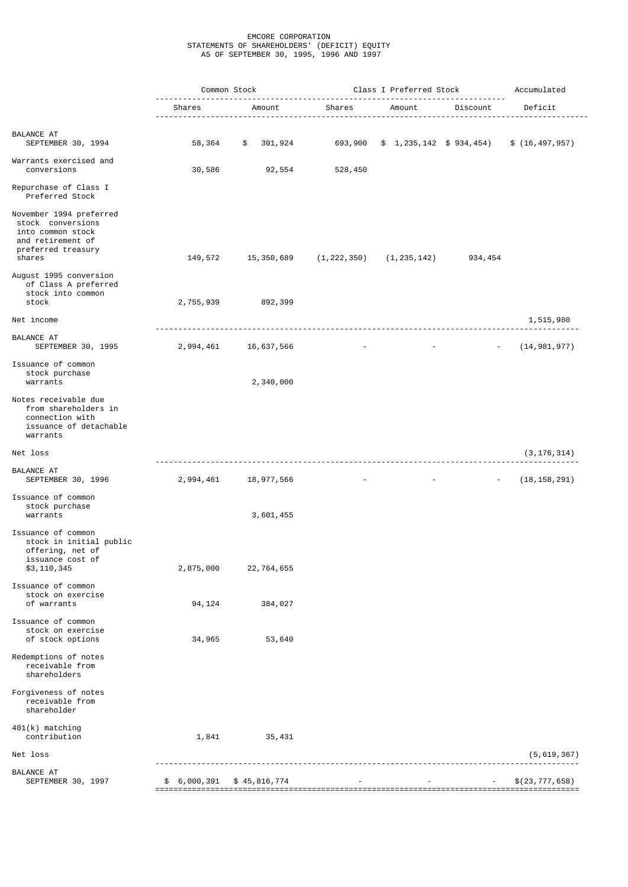EMCORE CORPORATION
STATEMENTS OF SHAREHOLDERS' (DEFICIT) EQUITY
AS OF SEPTEMBER 30, 1995, 1996 AND 1997

| | Common Stock | | Class I Preferred Stock | | | Accumulated |
|---|---|---|---|---|---|---|
| | Shares | Amount | Shares | Amount | Discount | Deficit |
| BALANCE AT SEPTEMBER 30, 1994 | 58,364 | $ 301,924 | 693,900 | $ 1,235,142 | $ 934,454) | $ (16,497,957) |
| Warrants exercised and conversions | 30,586 | 92,554 | 528,450 | | | |
| Repurchase of Class I Preferred Stock | | | | | | |
| November 1994 preferred stock conversions into common stock and retirement of preferred treasury shares | 149,572 | 15,350,689 | (1,222,350) | (1,235,142) | 934,454 | |
| August 1995 conversion of Class A preferred stock into common stock | 2,755,939 | 892,399 | | | | |
| Net income | | | | | | 1,515,980 |
| BALANCE AT SEPTEMBER 30, 1995 | 2,994,461 | 16,637,566 | - | - | - | (14,981,977) |
| Issuance of common stock purchase warrants | | 2,340,000 | | | | |
| Notes receivable due from shareholders in connection with issuance of detachable warrants | | | | | | |
| Net loss | | | | | | (3,176,314) |
| BALANCE AT SEPTEMBER 30, 1996 | 2,994,461 | 18,977,566 | - | - | - | (18,158,291) |
| Issuance of common stock purchase warrants | | 3,601,455 | | | | |
| Issuance of common stock in initial public offering, net of issuance cost of $3,110,345 | 2,875,000 | 22,764,655 | | | | |
| Issuance of common stock on exercise of warrants | 94,124 | 384,027 | | | | |
| Issuance of common stock on exercise of stock options | 34,965 | 53,640 | | | | |
| Redemptions of notes receivable from shareholders | | | | | | |
| Forgiveness of notes receivable from shareholder | | | | | | |
| 401(k) matching contribution | 1,841 | 35,431 | | | | |
| Net loss | | | | | | (5,619,367) |
| BALANCE AT SEPTEMBER 30, 1997 | $ 6,000,391 | $ 45,816,774 | - | - | - | $(23,777,658) |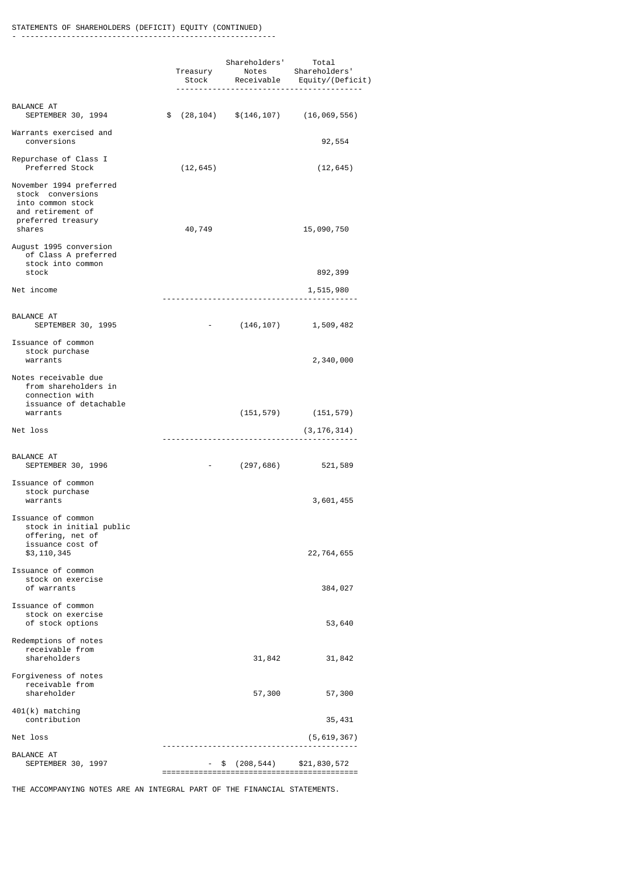STATEMENTS OF SHAREHOLDERS (DEFICIT) EQUITY (CONTINUED)

| | Treasury Stock | Shareholders' Notes Receivable | Total Shareholders' Equity/(Deficit) |
|---|---|---|---|
| BALANCE AT SEPTEMBER 30, 1994 | $ (28,104) | $(146,107) | (16,069,556) |
| Warrants exercised and conversions | | | 92,554 |
| Repurchase of Class I Preferred Stock | (12,645) | | (12,645) |
| November 1994 preferred stock conversions into common stock and retirement of preferred treasury shares | 40,749 | | 15,090,750 |
| August 1995 conversion of Class A preferred stock into common stock | | | 892,399 |
| Net income | | | 1,515,980 |
| BALANCE AT SEPTEMBER 30, 1995 | - | (146,107) | 1,509,482 |
| Issuance of common stock purchase warrants | | | 2,340,000 |
| Notes receivable due from shareholders in connection with issuance of detachable warrants | | (151,579) | (151,579) |
| Net loss | | | (3,176,314) |
| BALANCE AT SEPTEMBER 30, 1996 | - | (297,686) | 521,589 |
| Issuance of common stock purchase warrants | | | 3,601,455 |
| Issuance of common stock in initial public offering, net of issuance cost of $3,110,345 | | | 22,764,655 |
| Issuance of common stock on exercise of warrants | | | 384,027 |
| Issuance of common stock on exercise of stock options | | | 53,640 |
| Redemptions of notes receivable from shareholders | | 31,842 | 31,842 |
| Forgiveness of notes receivable from shareholder | | 57,300 | 57,300 |
| 401(k) matching contribution | | | 35,431 |
| Net loss | | | (5,619,367) |
| BALANCE AT SEPTEMBER 30, 1997 | - | $ (208,544) | $21,830,572 |

THE ACCOMPANYING NOTES ARE AN INTEGRAL PART OF THE FINANCIAL STATEMENTS.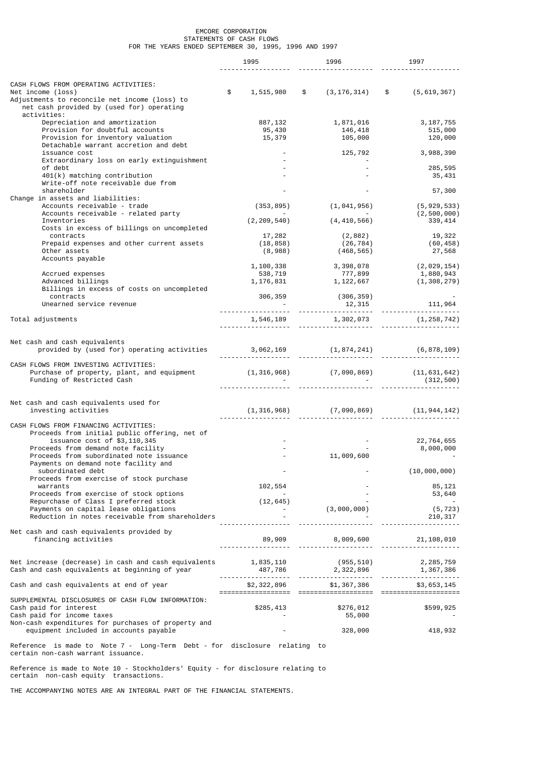# EMCORE CORPORATION

## STATEMENTS OF CASH FLOWS

### FOR THE YEARS ENDED SEPTEMBER 30, 1995, 1996 AND 1997

| | 1995 | 1996 | 1997 |
|---|---|---|---|
| **CASH FLOWS FROM OPERATING ACTIVITIES:** | | | |
| Net income (loss) | $ 1,515,980 | $ (3,176,314) | $ (5,619,367) |
| Adjustments to reconcile net income (loss) to net cash provided by (used for) operating activities: | | | |
| Depreciation and amortization | 887,132 | 1,871,016 | 3,187,755 |
| Provision for doubtful accounts | 95,430 | 146,418 | 515,000 |
| Provision for inventory valuation | 15,379 | 105,000 | 120,000 |
| Detachable warrant accretion and debt issuance cost | - | 125,792 | 3,988,390 |
| Extraordinary loss on early extinguishment of debt | - | - | 285,595 |
| 401(k) matching contribution | - | - | 35,431 |
| Write-off note receivable due from shareholder | - | - | 57,300 |
| Change in assets and liabilities: | | | |
| Accounts receivable - trade | (353,895) | (1,041,956) | (5,929,533) |
| Accounts receivable - related party | - | - | (2,500,000) |
| Inventories | (2,209,540) | (4,410,566) | 339,414 |
| Costs in excess of billings on uncompleted contracts | 17,282 | (2,882) | 19,322 |
| Prepaid expenses and other current assets | (18,858) | (26,784) | (60,458) |
| Other assets | (8,988) | (468,565) | 27,568 |
| Accounts payable | 1,100,338 | 3,398,078 | (2,029,154) |
| Accrued expenses | 538,719 | 777,899 | 1,880,943 |
| Advanced billings | 1,176,831 | 1,122,667 | (1,308,279) |
| Billings in excess of costs on uncompleted contracts | 306,359 | (306,359) | - |
| Unearned service revenue | - | 12,315 | 111,964 |
| Total adjustments | 1,546,189 | 1,302,073 | (1,258,742) |
| Net cash and cash equivalents provided by (used for) operating activities | 3,062,169 | (1,874,241) | (6,878,109) |
| **CASH FLOWS FROM INVESTING ACTIVITIES:** | | | |
| Purchase of property, plant, and equipment | (1,316,968) | (7,090,869) | (11,631,642) |
| Funding of Restricted Cash | - | - | (312,500) |
| Net cash and cash equivalents used for investing activities | (1,316,968) | (7,090,869) | (11,944,142) |
| **CASH FLOWS FROM FINANCING ACTIVITIES:** | | | |
| Proceeds from initial public offering, net of issuance cost of $3,110,345 | - | - | 22,764,655 |
| Proceeds from demand note facility | - | - | 8,000,000 |
| Proceeds from subordinated note issuance | - | 11,009,600 | - |
| Payments on demand note facility and subordinated debt | - | - | (10,000,000) |
| Proceeds from exercise of stock purchase warrants | 102,554 | - | 85,121 |
| Proceeds from exercise of stock options | - | - | 53,640 |
| Repurchase of Class I preferred stock | (12,645) | - | - |
| Payments on capital lease obligations | - | (3,000,000) | (5,723) |
| Reduction in notes receivable from shareholders | - | - | 210,317 |
| Net cash and cash equivalents provided by financing activities | 89,909 | 8,009,600 | 21,108,010 |
| Net increase (decrease) in cash and cash equivalents | 1,835,110 | (955,510) | 2,285,759 |
| Cash and cash equivalents at beginning of year | 487,786 | 2,322,896 | 1,367,386 |
| Cash and cash equivalents at end of year | $2,322,896 | $1,367,386 | $3,653,145 |
| **SUPPLEMENTAL DISCLOSURES OF CASH FLOW INFORMATION:** | | | |
| Cash paid for interest | $285,413 | $276,012 | $599,925 |
| Cash paid for income taxes | - | 55,000 | - |
| Non-cash expenditures for purchases of property and equipment included in accounts payable | - | 328,000 | 418,932 |

Reference is made to Note 7 - Long-Term Debt - for disclosure relating to certain non-cash warrant issuance.

Reference is made to Note 10 - Stockholders' Equity - for disclosure relating to certain non-cash equity transactions.

THE ACCOMPANYING NOTES ARE AN INTEGRAL PART OF THE FINANCIAL STATEMENTS.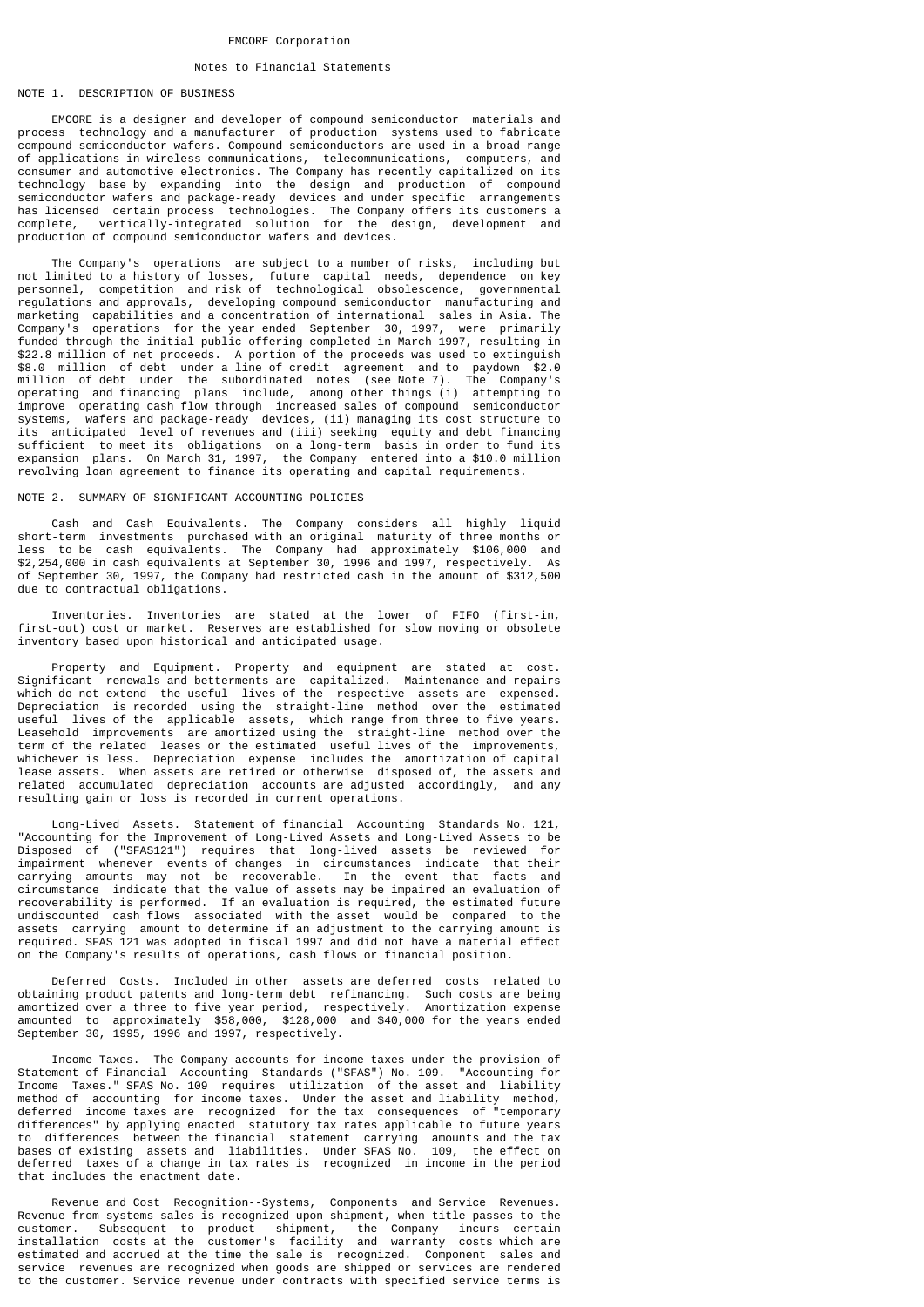# EMCORE Corporation

## Notes to Financial Statements

### NOTE 1. DESCRIPTION OF BUSINESS

EMCORE is a designer and developer of compound semiconductor materials and process technology and a manufacturer of production systems used to fabricate compound semiconductor wafers. Compound semiconductors are used in a broad range of applications in wireless communications, telecommunications, computers, and consumer and automotive electronics. The Company has recently capitalized on its technology base by expanding into the design and production of compound semiconductor wafers and package-ready devices and under specific arrangements has licensed certain process technologies. The Company offers its customers a complete, vertically-integrated solution for the design, development and production of compound semiconductor wafers and devices.

The Company's operations are subject to a number of risks, including but not limited to a history of losses, future capital needs, dependence on key personnel, competition and risk of technological obsolescence, governmental regulations and approvals, developing compound semiconductor manufacturing and marketing capabilities and a concentration of international sales in Asia. The Company's operations for the year ended September 30, 1997, were primarily funded through the initial public offering completed in March 1997, resulting in $22.8 million of net proceeds. A portion of the proceeds was used to extinguish $8.0 million of debt under a line of credit agreement and to paydown $2.0 million of debt under the subordinated notes (see Note 7). The Company's operating and financing plans include, among other things (i) attempting to improve operating cash flow through increased sales of compound semiconductor systems, wafers and package-ready devices, (ii) managing its cost structure to its anticipated level of revenues and (iii) seeking equity and debt financing sufficient to meet its obligations on a long-term basis in order to fund its expansion plans. On March 31, 1997, the Company entered into a $10.0 million revolving loan agreement to finance its operating and capital requirements.

### NOTE 2. SUMMARY OF SIGNIFICANT ACCOUNTING POLICIES

Cash and Cash Equivalents. The Company considers all highly liquid short-term investments purchased with an original maturity of three months or less to be cash equivalents. The Company had approximately $106,000 and $2,254,000 in cash equivalents at September 30, 1996 and 1997, respectively. As of September 30, 1997, the Company had restricted cash in the amount of $312,500 due to contractual obligations.

Inventories. Inventories are stated at the lower of FIFO (first-in, first-out) cost or market. Reserves are established for slow moving or obsolete inventory based upon historical and anticipated usage.

Property and Equipment. Property and equipment are stated at cost. Significant renewals and betterments are capitalized. Maintenance and repairs which do not extend the useful lives of the respective assets are expensed. Depreciation is recorded using the straight-line method over the estimated useful lives of the applicable assets, which range from three to five years. Leasehold improvements are amortized using the straight-line method over the term of the related leases or the estimated useful lives of the improvements, whichever is less. Depreciation expense includes the amortization of capital lease assets. When assets are retired or otherwise disposed of, the assets and related accumulated depreciation accounts are adjusted accordingly, and any resulting gain or loss is recorded in current operations.

Long-Lived Assets. Statement of financial Accounting Standards No. 121, "Accounting for the Improvement of Long-Lived Assets and Long-Lived Assets to be Disposed of ("SFAS121") requires that long-lived assets be reviewed for impairment whenever events of changes in circumstances indicate that their carrying amounts may not be recoverable. In the event that facts and circumstance indicate that the value of assets may be impaired an evaluation of recoverability is performed. If an evaluation is required, the estimated future undiscounted cash flows associated with the asset would be compared to the assets carrying amount to determine if an adjustment to the carrying amount is required. SFAS 121 was adopted in fiscal 1997 and did not have a material effect on the Company's results of operations, cash flows or financial position.

Deferred Costs. Included in other assets are deferred costs related to obtaining product patents and long-term debt refinancing. Such costs are being amortized over a three to five year period, respectively. Amortization expense amounted to approximately $58,000, $128,000 and $40,000 for the years ended September 30, 1995, 1996 and 1997, respectively.

Income Taxes. The Company accounts for income taxes under the provision of Statement of Financial Accounting Standards ("SFAS") No. 109. "Accounting for Income Taxes." SFAS No. 109 requires utilization of the asset and liability method of accounting for income taxes. Under the asset and liability method, deferred income taxes are recognized for the tax consequences of "temporary differences" by applying enacted statutory tax rates applicable to future years to differences between the financial statement carrying amounts and the tax bases of existing assets and liabilities. Under SFAS No. 109, the effect on deferred taxes of a change in tax rates is recognized in income in the period that includes the enactment date.

Revenue and Cost Recognition--Systems, Components and Service Revenues. Revenue from systems sales is recognized upon shipment, when title passes to the customer. Subsequent to product shipment, the Company incurs certain installation costs at the customer's facility and warranty costs which are estimated and accrued at the time the sale is recognized. Component sales and service revenues are recognized when goods are shipped or services are rendered to the customer. Service revenue under contracts with specified service terms is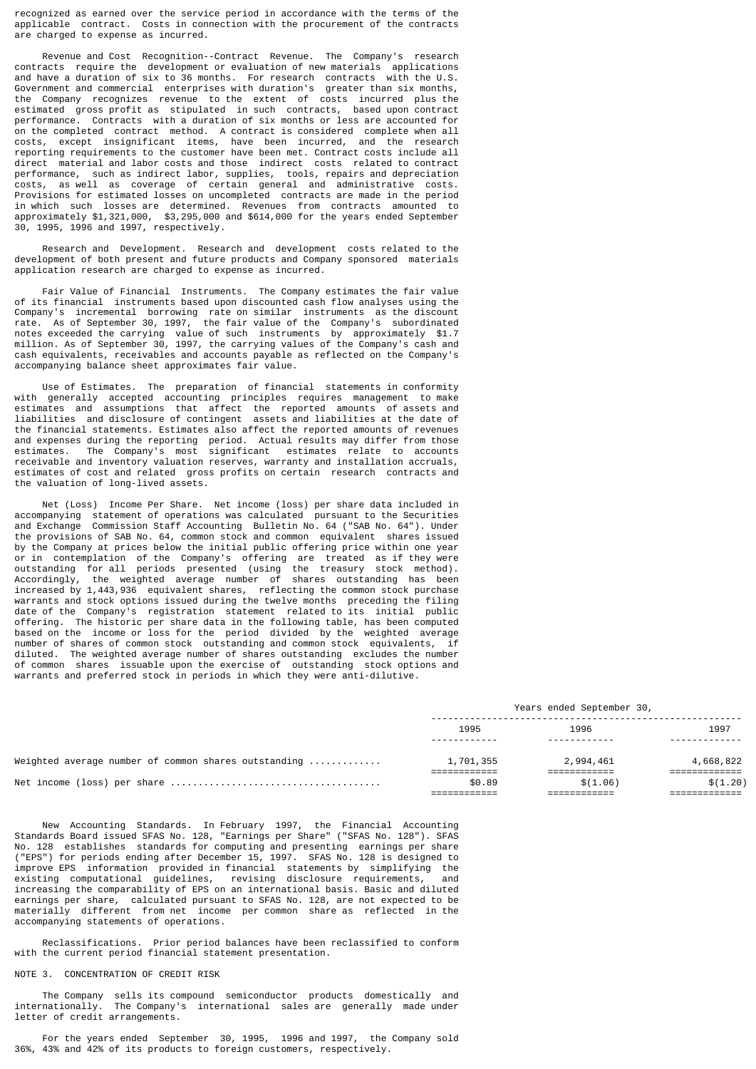recognized as earned over the service period in accordance with the terms of the applicable contract. Costs in connection with the procurement of the contracts are charged to expense as incurred.

Revenue and Cost Recognition--Contract Revenue. The Company's research contracts require the development or evaluation of new materials applications and have a duration of six to 36 months. For research contracts with the U.S. Government and commercial enterprises with duration's greater than six months, the Company recognizes revenue to the extent of costs incurred plus the estimated gross profit as stipulated in such contracts, based upon contract performance. Contracts with a duration of six months or less are accounted for on the completed contract method. A contract is considered complete when all costs, except insignificant items, have been incurred, and the research reporting requirements to the customer have been met. Contract costs include all direct material and labor costs and those indirect costs related to contract performance, such as indirect labor, supplies, tools, repairs and depreciation costs, as well as coverage of certain general and administrative costs. Provisions for estimated losses on uncompleted contracts are made in the period in which such losses are determined. Revenues from contracts amounted to approximately $1,321,000, $3,295,000 and $614,000 for the years ended September 30, 1995, 1996 and 1997, respectively.

Research and Development. Research and development costs related to the development of both present and future products and Company sponsored materials application research are charged to expense as incurred.

Fair Value of Financial Instruments. The Company estimates the fair value of its financial instruments based upon discounted cash flow analyses using the Company's incremental borrowing rate on similar instruments as the discount rate. As of September 30, 1997, the fair value of the Company's subordinated notes exceeded the carrying value of such instruments by approximately $1.7 million. As of September 30, 1997, the carrying values of the Company's cash and cash equivalents, receivables and accounts payable as reflected on the Company's accompanying balance sheet approximates fair value.

Use of Estimates. The preparation of financial statements in conformity with generally accepted accounting principles requires management to make estimates and assumptions that affect the reported amounts of assets and liabilities and disclosure of contingent assets and liabilities at the date of the financial statements. Estimates also affect the reported amounts of revenues and expenses during the reporting period. Actual results may differ from those estimates. The Company's most significant estimates relate to accounts receivable and inventory valuation reserves, warranty and installation accruals, estimates of cost and related gross profits on certain research contracts and the valuation of long-lived assets.

Net (Loss) Income Per Share. Net income (loss) per share data included in accompanying statement of operations was calculated pursuant to the Securities and Exchange Commission Staff Accounting Bulletin No. 64 ("SAB No. 64"). Under the provisions of SAB No. 64, common stock and common equivalent shares issued by the Company at prices below the initial public offering price within one year or in contemplation of the Company's offering are treated as if they were outstanding for all periods presented (using the treasury stock method). Accordingly, the weighted average number of shares outstanding has been increased by 1,443,936 equivalent shares, reflecting the common stock purchase warrants and stock options issued during the twelve months preceding the filing date of the Company's registration statement related to its initial public offering. The historic per share data in the following table, has been computed based on the income or loss for the period divided by the weighted average number of shares of common stock outstanding and common stock equivalents, if diluted. The weighted average number of shares outstanding excludes the number of common shares issuable upon the exercise of outstanding stock options and warrants and preferred stock in periods in which they were anti-dilutive.

| | Years ended September 30, | | |
|---|---|---|---|
| | 1995 | 1996 | 1997 |
| Weighted average number of common shares outstanding | 1,701,355 | 2,994,461 | 4,668,822 |
| Net income (loss) per share | $0.89 | $(1.06) | $(1.20) |

New Accounting Standards. In February 1997, the Financial Accounting Standards Board issued SFAS No. 128, "Earnings per Share" ("SFAS No. 128"). SFAS No. 128 establishes standards for computing and presenting earnings per share ("EPS") for periods ending after December 15, 1997. SFAS No. 128 is designed to improve EPS information provided in financial statements by simplifying the existing computational guidelines, revising disclosure requirements, and increasing the comparability of EPS on an international basis. Basic and diluted earnings per share, calculated pursuant to SFAS No. 128, are not expected to be materially different from net income per common share as reflected in the accompanying statements of operations.

Reclassifications. Prior period balances have been reclassified to conform with the current period financial statement presentation.

NOTE 3. CONCENTRATION OF CREDIT RISK

The Company sells its compound semiconductor products domestically and internationally. The Company's international sales are generally made under letter of credit arrangements.

For the years ended September 30, 1995, 1996 and 1997, the Company sold 36%, 43% and 42% of its products to foreign customers, respectively.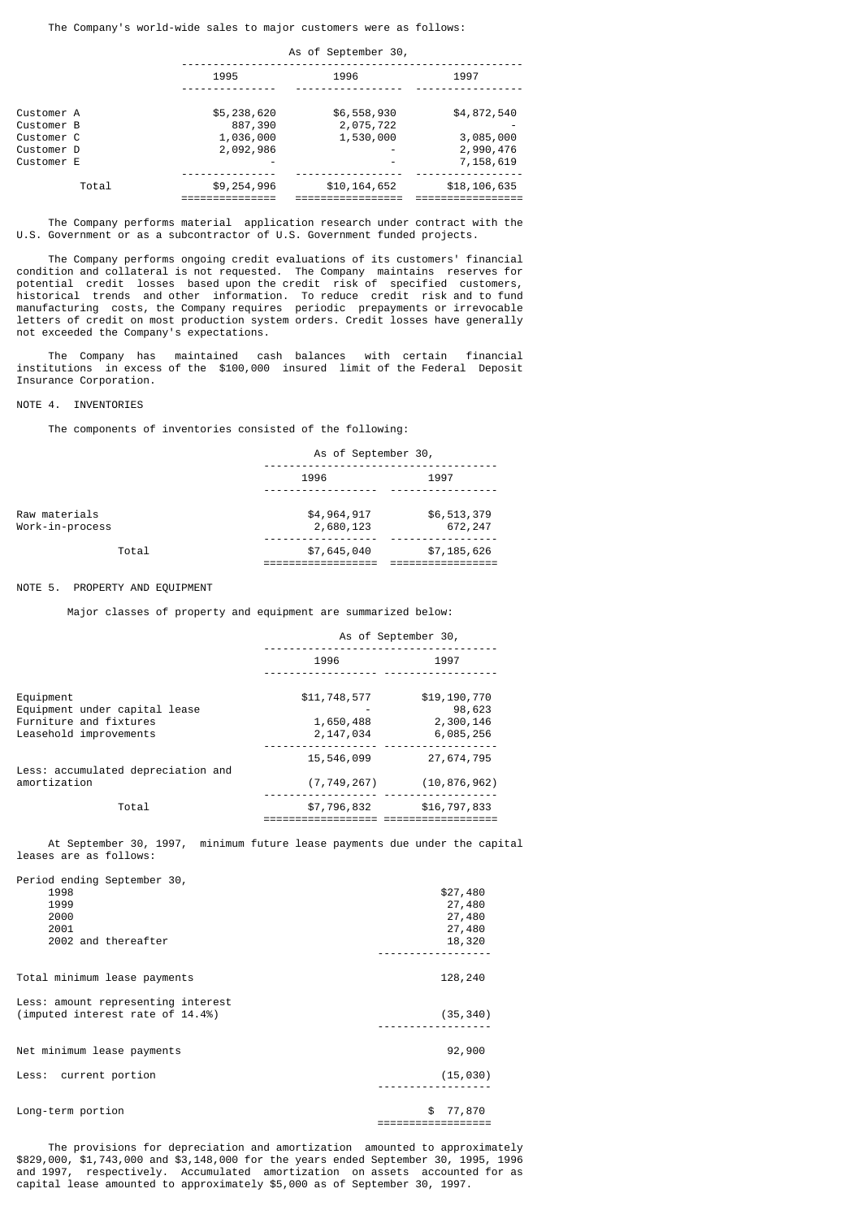The Company's world-wide sales to major customers were as follows:

| | As of September 30, | | |
|---|---|---|---|
| | 1995 | 1996 | 1997 |
| Customer A | $5,238,620 | $6,558,930 | $4,872,540 |
| Customer B | 887,390 | 2,075,722 | - |
| Customer C | 1,036,000 | 1,530,000 | 3,085,000 |
| Customer D | 2,092,986 | - | 2,990,476 |
| Customer E | - | - | 7,158,619 |
| Total | $9,254,996 | $10,164,652 | $18,106,635 |

The Company performs material application research under contract with the U.S. Government or as a subcontractor of U.S. Government funded projects.

The Company performs ongoing credit evaluations of its customers' financial condition and collateral is not requested. The Company maintains reserves for potential credit losses based upon the credit risk of specified customers, historical trends and other information. To reduce credit risk and to fund manufacturing costs, the Company requires periodic prepayments or irrevocable letters of credit on most production system orders. Credit losses have generally not exceeded the Company's expectations.

The Company has maintained cash balances with certain financial institutions in excess of the $100,000 insured limit of the Federal Deposit Insurance Corporation.

NOTE 4. INVENTORIES

The components of inventories consisted of the following:

| | As of September 30, | |
|---|---|---|
| | 1996 | 1997 |
| Raw materials | $4,964,917 | $6,513,379 |
| Work-in-process | 2,680,123 | 672,247 |
| Total | $7,645,040 | $7,185,626 |

NOTE 5. PROPERTY AND EQUIPMENT

Major classes of property and equipment are summarized below:

| | As of September 30, | |
|---|---|---|
| | 1996 | 1997 |
| Equipment | $11,748,577 | $19,190,770 |
| Equipment under capital lease | - | 98,623 |
| Furniture and fixtures | 1,650,488 | 2,300,146 |
| Leasehold improvements | 2,147,034 | 6,085,256 |
| | 15,546,099 | 27,674,795 |
| Less: accumulated depreciation and amortization | (7,749,267) | (10,876,962) |
| Total | $7,796,832 | $16,797,833 |

At September 30, 1997, minimum future lease payments due under the capital leases are as follows:

| Period ending September 30, | |
|---|---|
| 1998 | $27,480 |
| 1999 | 27,480 |
| 2000 | 27,480 |
| 2001 | 27,480 |
| 2002 and thereafter | 18,320 |
| Total minimum lease payments | 128,240 |
| Less: amount representing interest (imputed interest rate of 14.4%) | (35,340) |
| Net minimum lease payments | 92,900 |
| Less: current portion | (15,030) |
| Long-term portion | $ 77,870 |

The provisions for depreciation and amortization amounted to approximately $829,000, $1,743,000 and $3,148,000 for the years ended September 30, 1995, 1996 and 1997, respectively. Accumulated amortization on assets accounted for as capital lease amounted to approximately $5,000 as of September 30, 1997.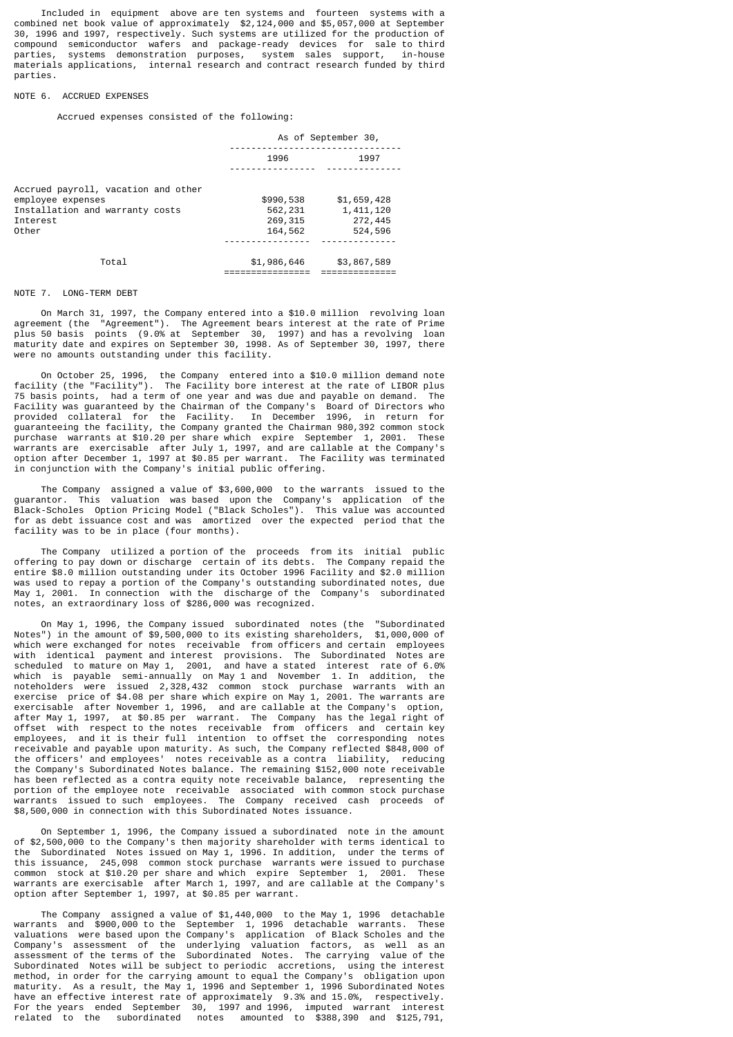Included in equipment above are ten systems and fourteen systems with a combined net book value of approximately $2,124,000 and $5,057,000 at September 30, 1996 and 1997, respectively. Such systems are utilized for the production of compound semiconductor wafers and package-ready devices for sale to third parties, systems demonstration purposes, system sales support, in-house materials applications, internal research and contract research funded by third parties.

NOTE 6. ACCRUED EXPENSES

Accrued expenses consisted of the following:

| | As of September 30, | |
|---|---|---|
| | 1996 | 1997 |
| Accrued payroll, vacation and other employee expenses | $990,538 | $1,659,428 |
| Installation and warranty costs | 562,231 | 1,411,120 |
| Interest | 269,315 | 272,445 |
| Other | 164,562 | 524,596 |
| Total | $1,986,646 | $3,867,589 |

NOTE 7. LONG-TERM DEBT

On March 31, 1997, the Company entered into a $10.0 million revolving loan agreement (the "Agreement"). The Agreement bears interest at the rate of Prime plus 50 basis points (9.0% at September 30, 1997) and has a revolving loan maturity date and expires on September 30, 1998. As of September 30, 1997, there were no amounts outstanding under this facility.

On October 25, 1996, the Company entered into a $10.0 million demand note facility (the "Facility"). The Facility bore interest at the rate of LIBOR plus 75 basis points, had a term of one year and was due and payable on demand. The Facility was guaranteed by the Chairman of the Company's Board of Directors who provided collateral for the Facility. In December 1996, in return for guaranteeing the facility, the Company granted the Chairman 980,392 common stock purchase warrants at $10.20 per share which expire September 1, 2001. These warrants are exercisable after July 1, 1997, and are callable at the Company's option after December 1, 1997 at $0.85 per warrant. The Facility was terminated in conjunction with the Company's initial public offering.

The Company assigned a value of $3,600,000 to the warrants issued to the guarantor. This valuation was based upon the Company's application of the Black-Scholes Option Pricing Model ("Black Scholes"). This value was accounted for as debt issuance cost and was amortized over the expected period that the facility was to be in place (four months).

The Company utilized a portion of the proceeds from its initial public offering to pay down or discharge certain of its debts. The Company repaid the entire $8.0 million outstanding under its October 1996 Facility and $2.0 million was used to repay a portion of the Company's outstanding subordinated notes, due May 1, 2001. In connection with the discharge of the Company's subordinated notes, an extraordinary loss of $286,000 was recognized.

On May 1, 1996, the Company issued subordinated notes (the "Subordinated Notes") in the amount of $9,500,000 to its existing shareholders, $1,000,000 of which were exchanged for notes receivable from officers and certain employees with identical payment and interest provisions. The Subordinated Notes are scheduled to mature on May 1, 2001, and have a stated interest rate of 6.0% which is payable semi-annually on May 1 and November 1. In addition, the noteholders were issued 2,328,432 common stock purchase warrants with an exercise price of $4.08 per share which expire on May 1, 2001. The warrants are exercisable after November 1, 1996, and are callable at the Company's option, after May 1, 1997, at $0.85 per warrant. The Company has the legal right of offset with respect to the notes receivable from officers and certain key employees, and it is their full intention to offset the corresponding notes receivable and payable upon maturity. As such, the Company reflected $848,000 of the officers' and employees' notes receivable as a contra liability, reducing the Company's Subordinated Notes balance. The remaining $152,000 note receivable has been reflected as a contra equity note receivable balance, representing the portion of the employee note receivable associated with common stock purchase warrants issued to such employees. The Company received cash proceeds of $8,500,000 in connection with this Subordinated Notes issuance.

On September 1, 1996, the Company issued a subordinated note in the amount of $2,500,000 to the Company's then majority shareholder with terms identical to the Subordinated Notes issued on May 1, 1996. In addition, under the terms of this issuance, 245,098 common stock purchase warrants were issued to purchase common stock at $10.20 per share and which expire September 1, 2001. These warrants are exercisable after March 1, 1997, and are callable at the Company's option after September 1, 1997, at $0.85 per warrant.

The Company assigned a value of $1,440,000 to the May 1, 1996 detachable warrants and $900,000 to the September 1, 1996 detachable warrants. These valuations were based upon the Company's application of Black Scholes and the Company's assessment of the underlying valuation factors, as well as an assessment of the terms of the Subordinated Notes. The carrying value of the Subordinated Notes will be subject to periodic accretions, using the interest method, in order for the carrying amount to equal the Company's obligation upon maturity. As a result, the May 1, 1996 and September 1, 1996 Subordinated Notes have an effective interest rate of approximately 9.3% and 15.0%, respectively. For the years ended September 30, 1997 and 1996, imputed warrant interest related to the subordinated notes amounted to $388,390 and $125,791,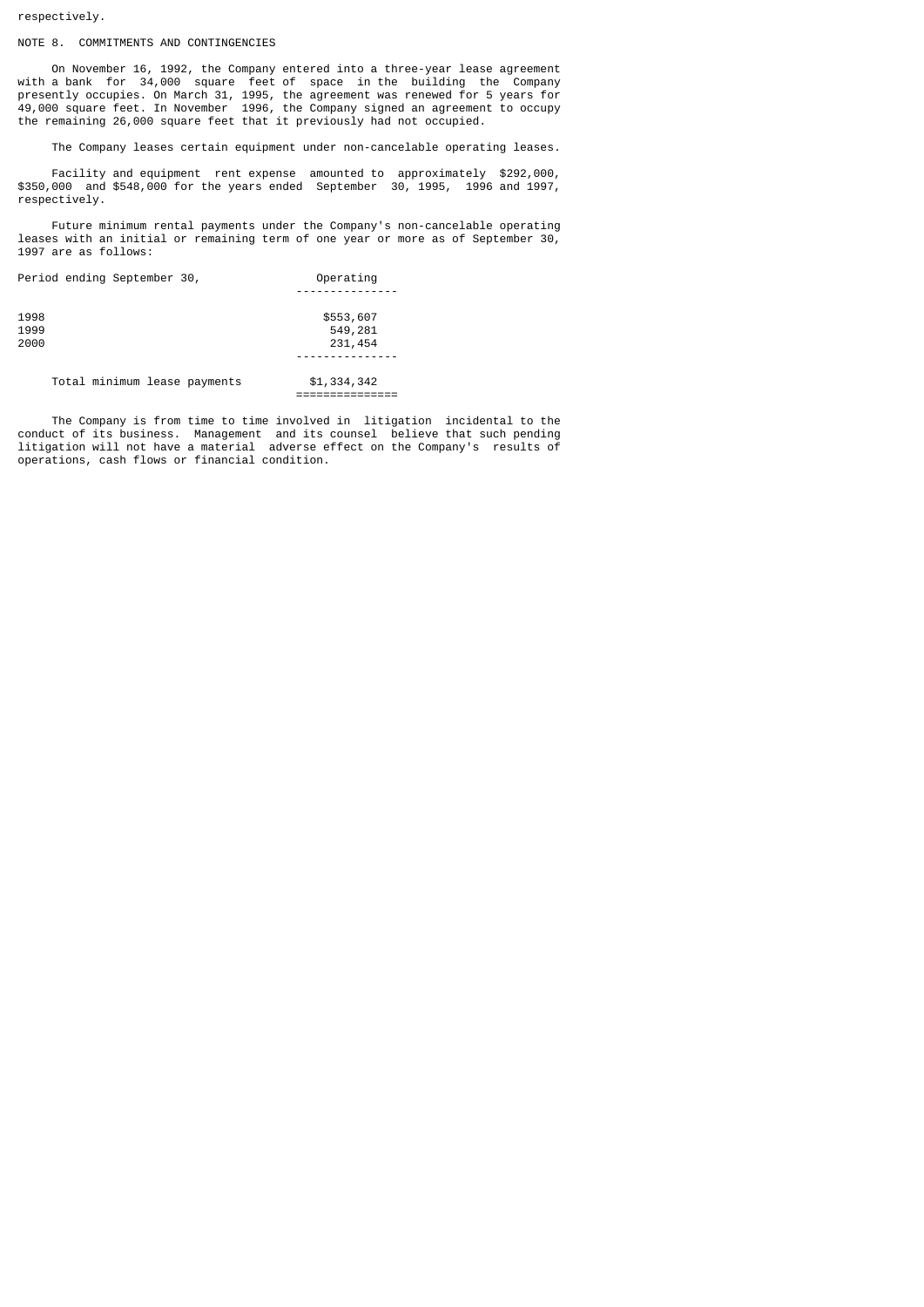respectively.

## NOTE 8. COMMITMENTS AND CONTINGENCIES

On November 16, 1992, the Company entered into a three-year lease agreement with a bank for 34,000 square feet of space in the building the Company presently occupies. On March 31, 1995, the agreement was renewed for 5 years for 49,000 square feet. In November 1996, the Company signed an agreement to occupy the remaining 26,000 square feet that it previously had not occupied.

The Company leases certain equipment under non-cancelable operating leases.

Facility and equipment rent expense amounted to approximately $292,000, $350,000 and $548,000 for the years ended September 30, 1995, 1996 and 1997, respectively.

Future minimum rental payments under the Company's non-cancelable operating leases with an initial or remaining term of one year or more as of September 30, 1997 are as follows:

| Period ending September 30, | Operating |
|---|---|
| 1998 | $553,607 |
| 1999 | 549,281 |
| 2000 | 231,454 |
| Total minimum lease payments | $1,334,342 |

The Company is from time to time involved in litigation incidental to the conduct of its business. Management and its counsel believe that such pending litigation will not have a material adverse effect on the Company's results of operations, cash flows or financial condition.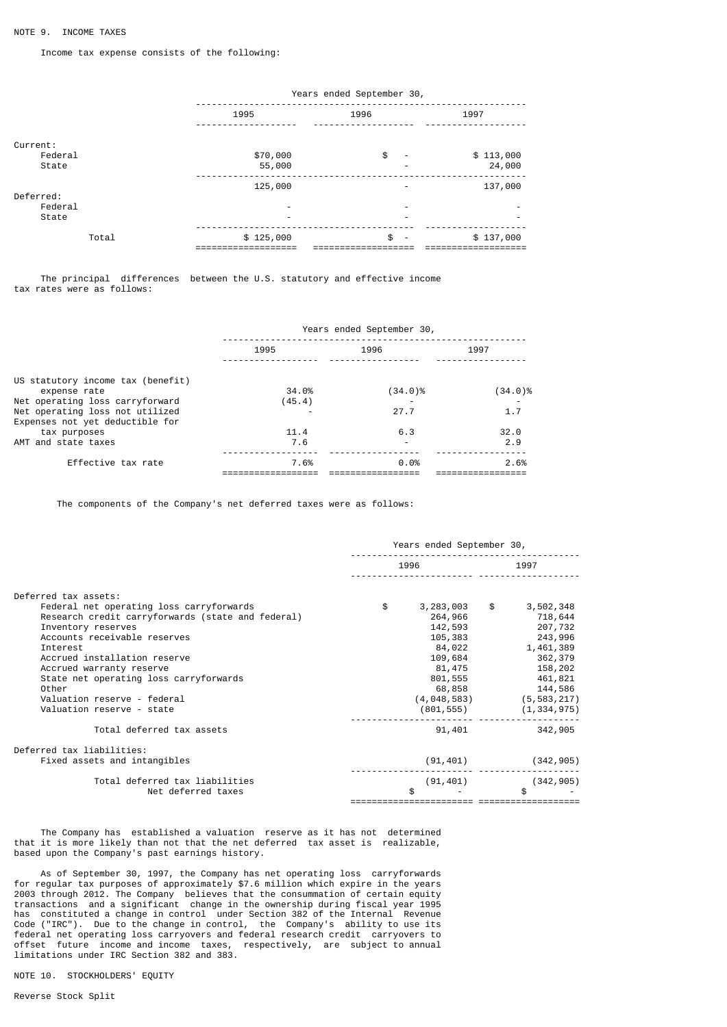NOTE 9. INCOME TAXES

Income tax expense consists of the following:

| | Years ended September 30, | | |
|---|---|---|---|
| | 1995 | 1996 | 1997 |
| Current: | | | |
| Federal | $70,000 | $ - | $ 113,000 |
| State | 55,000 | - | 24,000 |
| | 125,000 | - | 137,000 |
| Deferred: | | | |
| Federal | - | - | - |
| State | - | - | - |
| Total | $ 125,000 | $ - | $ 137,000 |

The principal differences between the U.S. statutory and effective income tax rates were as follows:

| | Years ended September 30, | | |
|---|---|---|---|
| | 1995 | 1996 | 1997 |
| US statutory income tax (benefit) expense rate | 34.0% | (34.0)% | (34.0)% |
| Net operating loss carryforward | (45.4) | - | - |
| Net operating loss not utilized | - | 27.7 | 1.7 |
| Expenses not yet deductible for tax purposes | 11.4 | 6.3 | 32.0 |
| AMT and state taxes | 7.6 | - | 2.9 |
| Effective tax rate | 7.6% | 0.0% | 2.6% |

The components of the Company's net deferred taxes were as follows:

| | Years ended September 30, | |
|---|---|---|
| | 1996 | 1997 |
| Deferred tax assets: | | |
| Federal net operating loss carryforwards | $ 3,283,003 | $ 3,502,348 |
| Research credit carryforwards (state and federal) | 264,966 | 718,644 |
| Inventory reserves | 142,593 | 207,732 |
| Accounts receivable reserves | 105,383 | 243,996 |
| Interest | 84,022 | 1,461,389 |
| Accrued installation reserve | 109,684 | 362,379 |
| Accrued warranty reserve | 81,475 | 158,202 |
| State net operating loss carryforwards | 801,555 | 461,821 |
| Other | 68,858 | 144,586 |
| Valuation reserve - federal | (4,048,583) | (5,583,217) |
| Valuation reserve - state | (801,555) | (1,334,975) |
| Total deferred tax assets | 91,401 | 342,905 |
| Deferred tax liabilities: | | |
| Fixed assets and intangibles | (91,401) | (342,905) |
| Total deferred tax liabilities | (91,401) | (342,905) |
| Net deferred taxes | $ - | $ - |

The Company has established a valuation reserve as it has not determined that it is more likely than not that the net deferred tax asset is realizable, based upon the Company's past earnings history.

As of September 30, 1997, the Company has net operating loss carryforwards for regular tax purposes of approximately $7.6 million which expire in the years 2003 through 2012. The Company believes that the consummation of certain equity transactions and a significant change in the ownership during fiscal year 1995 has constituted a change in control under Section 382 of the Internal Revenue Code ("IRC"). Due to the change in control, the Company's ability to use its federal net operating loss carryovers and federal research credit carryovers to offset future income and income taxes, respectively, are subject to annual limitations under IRC Section 382 and 383.

NOTE 10. STOCKHOLDERS' EQUITY

Reverse Stock Split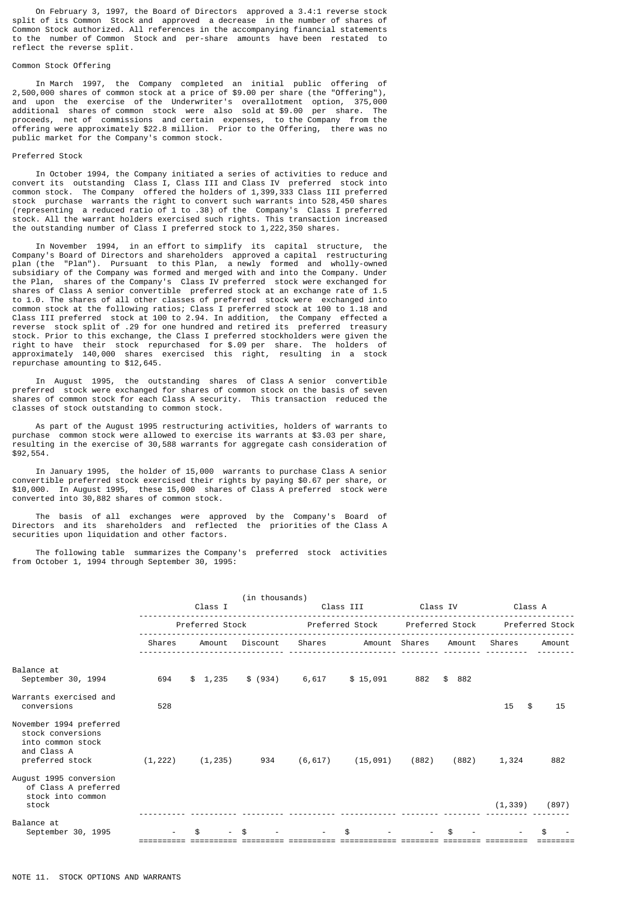On February 3, 1997, the Board of Directors approved a 3.4:1 reverse stock split of its Common Stock and approved a decrease in the number of shares of Common Stock authorized. All references in the accompanying financial statements to the number of Common Stock and per-share amounts have been restated to reflect the reverse split.

Common Stock Offering

In March 1997, the Company completed an initial public offering of 2,500,000 shares of common stock at a price of $9.00 per share (the "Offering"), and upon the exercise of the Underwriter's overallotment option, 375,000 additional shares of common stock were also sold at $9.00 per share. The proceeds, net of commissions and certain expenses, to the Company from the offering were approximately $22.8 million. Prior to the Offering, there was no public market for the Company's common stock.

Preferred Stock

In October 1994, the Company initiated a series of activities to reduce and convert its outstanding Class I, Class III and Class IV preferred stock into common stock. The Company offered the holders of 1,399,333 Class III preferred stock purchase warrants the right to convert such warrants into 528,450 shares (representing a reduced ratio of 1 to .38) of the Company's Class I preferred stock. All the warrant holders exercised such rights. This transaction increased the outstanding number of Class I preferred stock to 1,222,350 shares.

In November 1994, in an effort to simplify its capital structure, the Company's Board of Directors and shareholders approved a capital restructuring plan (the "Plan"). Pursuant to this Plan, a newly formed and wholly-owned subsidiary of the Company was formed and merged with and into the Company. Under the Plan, shares of the Company's Class IV preferred stock were exchanged for shares of Class A senior convertible preferred stock at an exchange rate of 1.5 to 1.0. The shares of all other classes of preferred stock were exchanged into common stock at the following ratios; Class I preferred stock at 100 to 1.18 and Class III preferred stock at 100 to 2.94. In addition, the Company effected a reverse stock split of .29 for one hundred and retired its preferred treasury stock. Prior to this exchange, the Class I preferred stockholders were given the right to have their stock repurchased for $.09 per share. The holders of approximately 140,000 shares exercised this right, resulting in a stock repurchase amounting to $12,645.

In August 1995, the outstanding shares of Class A senior convertible preferred stock were exchanged for shares of common stock on the basis of seven shares of common stock for each Class A security. This transaction reduced the classes of stock outstanding to common stock.

As part of the August 1995 restructuring activities, holders of warrants to purchase common stock were allowed to exercise its warrants at $3.03 per share, resulting in the exercise of 30,588 warrants for aggregate cash consideration of $92,554.

In January 1995, the holder of 15,000 warrants to purchase Class A senior convertible preferred stock exercised their rights by paying $0.67 per share, or $10,000. In August 1995, these 15,000 shares of Class A preferred stock were converted into 30,882 shares of common stock.

The basis of all exchanges were approved by the Company's Board of Directors and its shareholders and reflected the priorities of the Class A securities upon liquidation and other factors.

The following table summarizes the Company's preferred stock activities from October 1, 1994 through September 30, 1995:

(in thousands)

| | Class I Preferred Stock | | | Class III Preferred Stock | | Class IV Preferred Stock | | Class A Preferred Stock | |
|---|---|---|---|---|---|---|---|---|---|
| | Shares | Amount | Discount | Shares | Amount | Shares | Amount | Shares | Amount |
| Balance at September 30, 1994 | 694 | $ 1,235 | $ (934) | 6,617 | $ 15,091 | 882 | $ 882 | | |
| Warrants exercised and conversions | 528 | | | | | | | 15 | $ 15 |
| November 1994 preferred stock conversions into common stock and Class A preferred stock | (1,222) | (1,235) | 934 | (6,617) | (15,091) | (882) | (882) | 1,324 | 882 |
| August 1995 conversion of Class A preferred stock into common stock | | | | | | | | (1,339) | (897) |
| Balance at September 30, 1995 | - | $ - | $ - | - | $ - | - | $ - | - | $ - |

NOTE 11. STOCK OPTIONS AND WARRANTS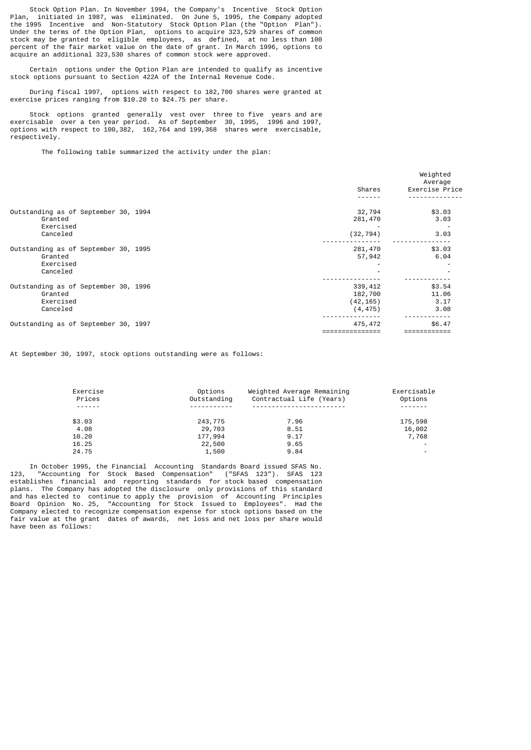Stock Option Plan. In November 1994, the Company's Incentive Stock Option Plan, initiated in 1987, was eliminated. On June 5, 1995, the Company adopted the 1995 Incentive and Non-Statutory Stock Option Plan (the "Option Plan"). Under the terms of the Option Plan, options to acquire 323,529 shares of common stock may be granted to eligible employees, as defined, at no less than 100 percent of the fair market value on the date of grant. In March 1996, options to acquire an additional 323,530 shares of common stock were approved.

Certain options under the Option Plan are intended to qualify as incentive stock options pursuant to Section 422A of the Internal Revenue Code.

During fiscal 1997, options with respect to 182,700 shares were granted at exercise prices ranging from $10.20 to $24.75 per share.

Stock options granted generally vest over three to five years and are exercisable over a ten year period. As of September 30, 1995, 1996 and 1997, options with respect to 100,382, 162,764 and 199,368 shares were exercisable, respectively.

The following table summarized the activity under the plan:

| | Shares | Weighted Average Exercise Price |
|---|---|---|
| Outstanding as of September 30, 1994 | 32,794 | $3.03 |
| Granted | 281,470 | 3.03 |
| Exercised | - | - |
| Canceled | (32,794) | 3.03 |
| Outstanding as of September 30, 1995 | 281,470 | $3.03 |
| Granted | 57,942 | 6.04 |
| Exercised | - | - |
| Canceled | - | - |
| Outstanding as of September 30, 1996 | 339,412 | $3.54 |
| Granted | 182,700 | 11.06 |
| Exercised | (42,165) | 3.17 |
| Canceled | (4,475) | 3.08 |
| Outstanding as of September 30, 1997 | 475,472 | $6.47 |

At September 30, 1997, stock options outstanding were as follows:

| Exercise Prices | Options Outstanding | Weighted Average Remaining Contractual Life (Years) | Exercisable Options |
|---|---|---|---|
| $3.03 | 243,775 | 7.96 | 175,598 |
| 4.08 | 29,703 | 8.51 | 16,002 |
| 10.20 | 177,994 | 9.17 | 7,768 |
| 16.25 | 22,500 | 9.65 | - |
| 24.75 | 1,500 | 9.84 | - |

In October 1995, the Financial Accounting Standards Board issued SFAS No. 123, "Accounting for Stock Based Compensation" ("SFAS 123"). SFAS 123 establishes financial and reporting standards for stock based compensation plans. The Company has adopted the disclosure only provisions of this standard and has elected to continue to apply the provision of Accounting Principles Board Opinion No. 25, "Accounting for Stock Issued to Employees". Had the Company elected to recognize compensation expense for stock options based on the fair value at the grant dates of awards, net loss and net loss per share would have been as follows: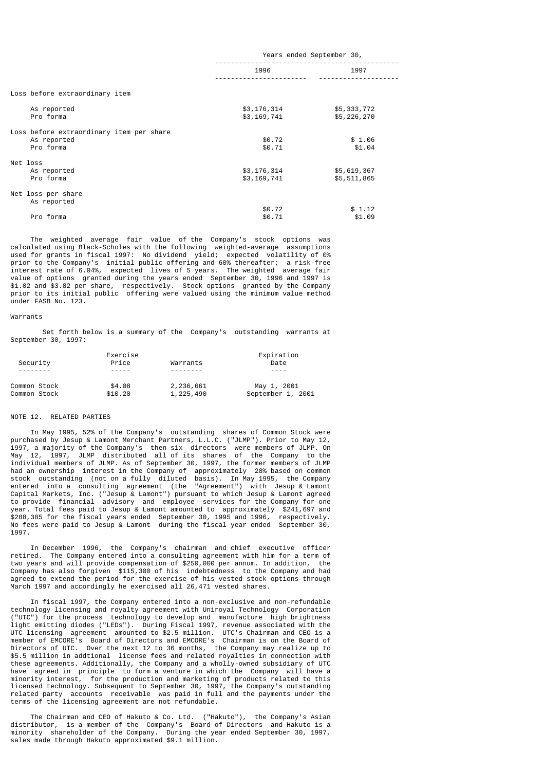| | Years ended September 30, | |
|---|---|---|
| | 1996 | 1997 |
| Loss before extraordinary item | | |
| As reported | $3,176,314 | $5,333,772 |
| Pro forma | $3,169,741 | $5,226,270 |
| Loss before extraordinary item per share | | |
| As reported | $0.72 | $ 1.06 |
| Pro forma | $0.71 | $1.04 |
| Net loss | | |
| As reported | $3,176,314 | $5,619,367 |
| Pro forma | $3,169,741 | $5,511,865 |
| Net loss per share | | |
| As reported | $0.72 | $ 1.12 |
| Pro forma | $0.71 | $1.09 |

The weighted average fair value of the Company's stock options was calculated using Black-Scholes with the following weighted-average assumptions used for grants in fiscal 1997: No dividend yield; expected volatility of 0% prior to the Company's initial public offering and 60% thereafter; a risk-free interest rate of 6.04%, expected lives of 5 years. The weighted average fair value of options granted during the years ended September 30, 1996 and 1997 is $1.02 and $3.82 per share, respectively. Stock options granted by the Company prior to its initial public offering were valued using the minimum value method under FASB No. 123.

Warrants

Set forth below is a summary of the Company's outstanding warrants at September 30, 1997:

| Security | Exercise Price | Warrants | Expiration Date |
|---|---|---|---|
| Common Stock | $4.08 | 2,236,661 | May 1, 2001 |
| Common Stock | $10.20 | 1,225,490 | September 1, 2001 |

NOTE 12. RELATED PARTIES

In May 1995, 52% of the Company's outstanding shares of Common Stock were purchased by Jesup & Lamont Merchant Partners, L.L.C. ("JLMP"). Prior to May 12, 1997, a majority of the Company's then six directors were members of JLMP. On May 12, 1997, JLMP distributed all of its shares of the Company to the individual members of JLMP. As of September 30, 1997, the former members of JLMP had an ownership interest in the Company of approximately 28% based on common stock outstanding (not on a fully diluted basis). In May 1995, the Company entered into a consulting agreement (the "Agreement") with Jesup & Lamont Capital Markets, Inc. ("Jesup & Lamont") pursuant to which Jesup & Lamont agreed to provide financial advisory and employee services for the Company for one year. Total fees paid to Jesup & Lamont amounted to approximately $241,697 and $288,385 for the fiscal years ended September 30, 1995 and 1996, respectively. No fees were paid to Jesup & Lamont during the fiscal year ended September 30, 1997.

In December 1996, the Company's chairman and chief executive officer retired. The Company entered into a consulting agreement with him for a term of two years and will provide compensation of $250,000 per annum. In addition, the Company has also forgiven $115,300 of his indebtedness to the Company and had agreed to extend the period for the exercise of his vested stock options through March 1997 and accordingly he exercised all 26,471 vested shares.

In fiscal 1997, the Company entered into a non-exclusive and non-refundable technology licensing and royalty agreement with Uniroyal Technology Corporation ("UTC") for the process technology to develop and manufacture high brightness light emitting diodes ("LEDs"). During Fiscal 1997, revenue associated with the UTC licensing agreement amounted to $2.5 million. UTC's Chairman and CEO is a member of EMCORE's Board of Directors and EMCORE's Chairman is on the Board of Directors of UTC. Over the next 12 to 36 months, the Company may realize up to $5.5 million in addtional license fees and related royalties in connection with these agreements. Additionally, the Company and a wholly-owned subsidiary of UTC have agreed in principle to form a venture in which the Company will have a minority interest, for the production and marketing of products related to this licensed technology. Subsequent to September 30, 1997, the Company's outstanding related party accounts receivable was paid in full and the payments under the terms of the licensing agreement are not refundable.

The Chairman and CEO of Hakuto & Co. Ltd. ("Hakuto"), the Company's Asian distributor, is a member of the Company's Board of Directors and Hakuto is a minority shareholder of the Company. During the year ended September 30, 1997, sales made through Hakuto approximated $9.1 million.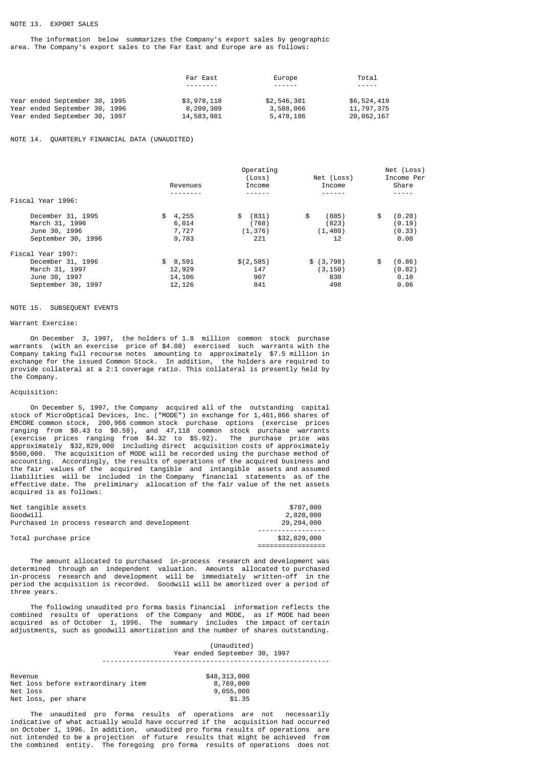NOTE 13. EXPORT SALES

The information below summarizes the Company's export sales by geographic area. The Company's export sales to the Far East and Europe are as follows:

| | Far East | Europe | Total |
|---|---|---|---|
| Year ended September 30, 1995 | $3,978,118 | $2,546,301 | $6,524,419 |
| Year ended September 30, 1996 | 8,209,309 | 3,588,066 | 11,797,375 |
| Year ended September 30, 1997 | 14,583,981 | 5,478,186 | 20,062,167 |

NOTE 14. QUARTERLY FINANCIAL DATA (UNAUDITED)

| | Revenues | Operating (Loss) Income | Net (Loss) Income | Net (Loss) Income Per Share |
|---|---|---|---|---|
| Fiscal Year 1996: | | | | |
| December 31, 1995 | $ 4,255 | $ (831) | $ (885) | $ (0.20) |
| March 31, 1996 | 6,014 | (768) | (823) | (0.19) |
| June 30, 1996 | 7,727 | (1,376) | (1,480) | (0.33) |
| September 30, 1996 | 9,783 | 221 | 12 | 0.00 |
| Fiscal Year 1997: | | | | |
| December 31, 1996 | $ 8,591 | $(2,585) | $ (3,798) | $ (0.86) |
| March 31, 1997 | 12,929 | 147 | (3,150) | (0.82) |
| June 30, 1997 | 14,106 | 907 | 830 | 0.10 |
| September 30, 1997 | 12,126 | 841 | 498 | 0.06 |

NOTE 15. SUBSEQUENT EVENTS

Warrant Exercise:

On December 3, 1997, the holders of 1.8 million common stock purchase warrants (with an exercise price of $4.08) exercised such warrants with the Company taking full recourse notes amounting to approximately $7.5 million in exchange for the issued Common Stock. In addition, the holders are required to provide collateral at a 2:1 coverage ratio. This collateral is presently held by the Company.

Acquisition:

On December 5, 1997, the Company acquired all of the outstanding capital stock of MicroOptical Devices, Inc. ("MODE") in exchange for 1,461,866 shares of EMCORE common stock, 200,966 common stock purchase options (exercise prices ranging from $0.43 to $0.59), and 47,118 common stock purchase warrants (exercise prices ranging from $4.32 to $5.92). The purchase price was approximately $32,829,000 including direct acquisition costs of approximately $500,000. The acquisition of MODE will be recorded using the purchase method of accounting. Accordingly, the results of operations of the acquired business and the fair values of the acquired tangible and intangible assets and assumed liabilities will be included in the Company financial statements as of the effective date. The preliminary allocation of the fair value of the net assets acquired is as follows:

| | |
|---|---|
| Net tangible assets | $707,000 |
| Goodwill | 2,828,000 |
| Purchased in process research and development | 29,294,000 |
| Total purchase price | $32,829,000 |

The amount allocated to purchased in-process research and development was determined through an independent valuation. Amounts allocated to purchased in-process research and development will be immediately written-off in the period the acquisition is recorded. Goodwill will be amortized over a period of three years.

The following unaudited pro forma basis financial information reflects the combined results of operations of the Company and MODE, as if MODE had been acquired as of October 1, 1996. The summary includes the impact of certain adjustments, such as goodwill amortization and the number of shares outstanding.

| | (Unaudited) Year ended September 30, 1997 |
|---|---|
| Revenue | $48,313,000 |
| Net loss before extraordinary item | 8,769,000 |
| Net loss | 9,055,000 |
| Net loss, per share | $1.35 |

The unaudited pro forma results of operations are not necessarily indicative of what actually would have occurred if the acquisition had occurred on October 1, 1996. In addition, unaudited pro forma results of operations are not intended to be a projection of future results that might be achieved from the combined entity. The foregoing pro forma results of operations does not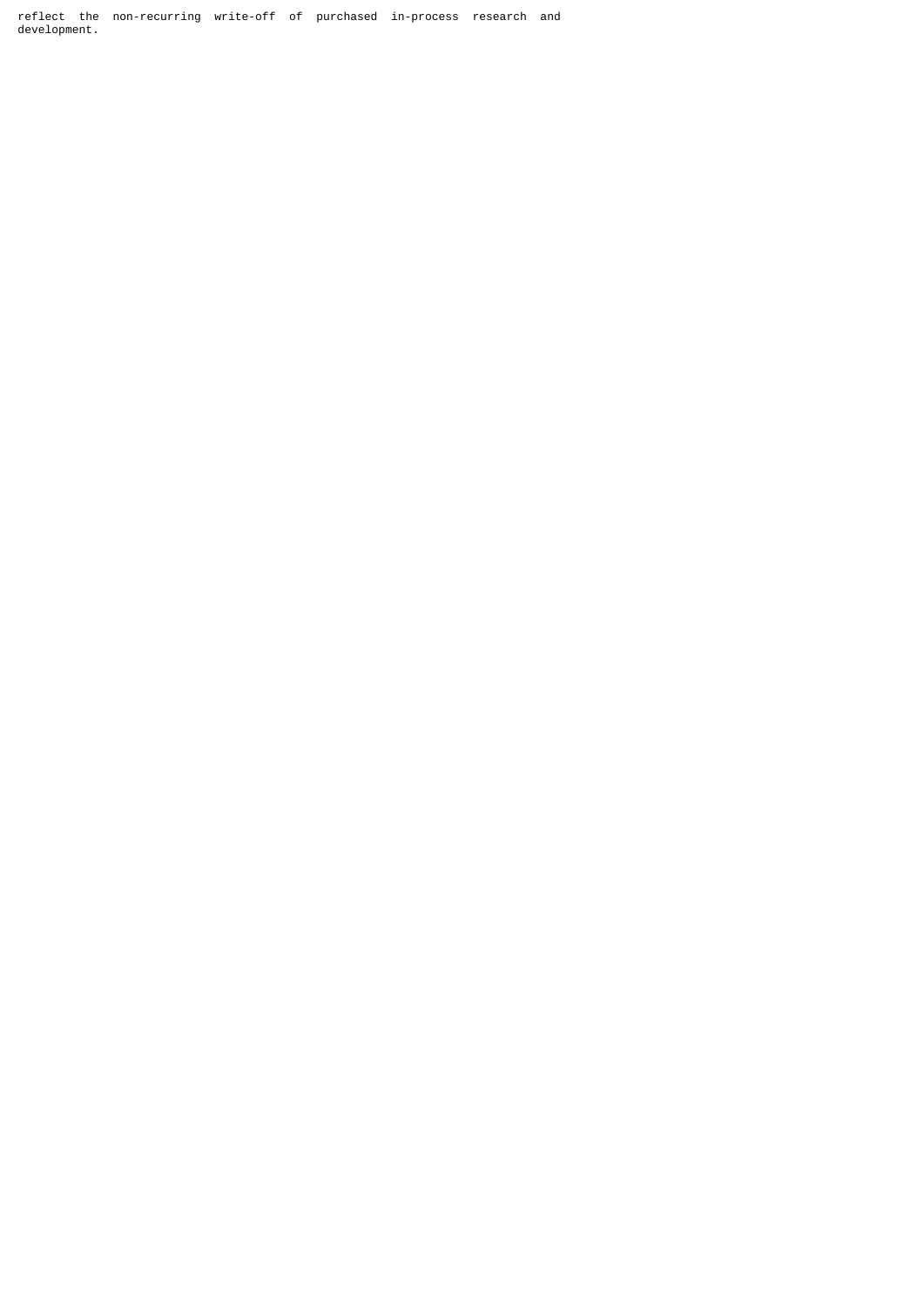reflect the non-recurring write-off of purchased in-process research and development.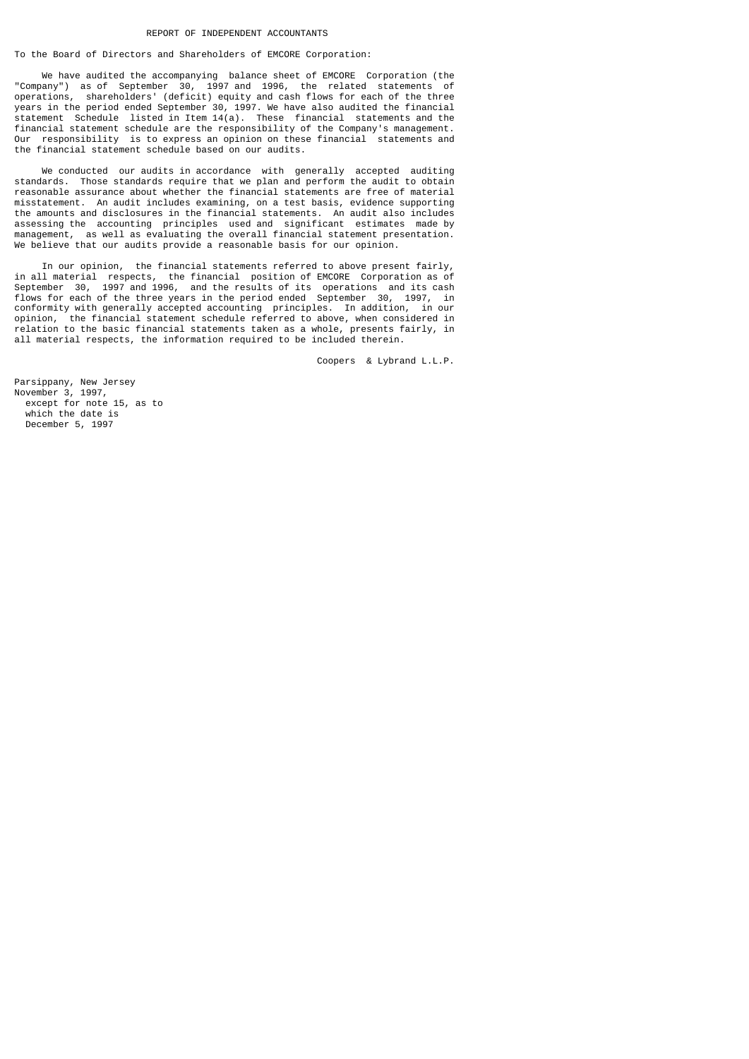# REPORT OF INDEPENDENT ACCOUNTANTS

To the Board of Directors and Shareholders of EMCORE Corporation:

We have audited the accompanying balance sheet of EMCORE Corporation (the "Company") as of September 30, 1997 and 1996, the related statements of operations, shareholders' (deficit) equity and cash flows for each of the three years in the period ended September 30, 1997. We have also audited the financial statement Schedule listed in Item 14(a). These financial statements and the financial statement schedule are the responsibility of the Company's management. Our responsibility is to express an opinion on these financial statements and the financial statement schedule based on our audits.

We conducted our audits in accordance with generally accepted auditing standards. Those standards require that we plan and perform the audit to obtain reasonable assurance about whether the financial statements are free of material misstatement. An audit includes examining, on a test basis, evidence supporting the amounts and disclosures in the financial statements. An audit also includes assessing the accounting principles used and significant estimates made by management, as well as evaluating the overall financial statement presentation. We believe that our audits provide a reasonable basis for our opinion.

In our opinion, the financial statements referred to above present fairly, in all material respects, the financial position of EMCORE Corporation as of September 30, 1997 and 1996, and the results of its operations and its cash flows for each of the three years in the period ended September 30, 1997, in conformity with generally accepted accounting principles. In addition, in our opinion, the financial statement schedule referred to above, when considered in relation to the basic financial statements taken as a whole, presents fairly, in all material respects, the information required to be included therein.

Coopers & Lybrand L.L.P.

Parsippany, New Jersey
November 3, 1997,
except for note 15, as to
which the date is
December 5, 1997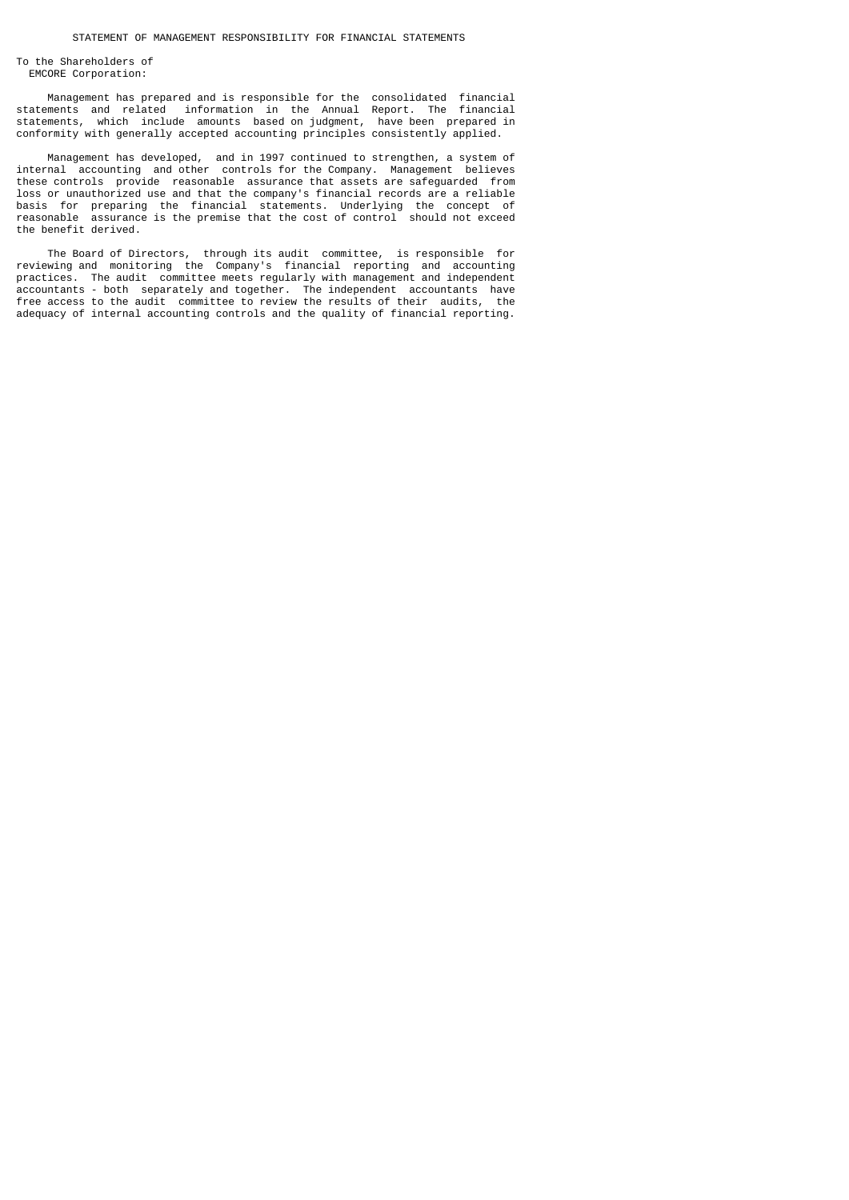# STATEMENT OF MANAGEMENT RESPONSIBILITY FOR FINANCIAL STATEMENTS

To the Shareholders of
EMCORE Corporation:

Management has prepared and is responsible for the consolidated financial statements and related information in the Annual Report. The financial statements, which include amounts based on judgment, have been prepared in conformity with generally accepted accounting principles consistently applied.

Management has developed, and in 1997 continued to strengthen, a system of internal accounting and other controls for the Company. Management believes these controls provide reasonable assurance that assets are safeguarded from loss or unauthorized use and that the company's financial records are a reliable basis for preparing the financial statements. Underlying the concept of reasonable assurance is the premise that the cost of control should not exceed the benefit derived.

The Board of Directors, through its audit committee, is responsible for reviewing and monitoring the Company's financial reporting and accounting practices. The audit committee meets regularly with management and independent accountants - both separately and together. The independent accountants have free access to the audit committee to review the results of their audits, the adequacy of internal accounting controls and the quality of financial reporting.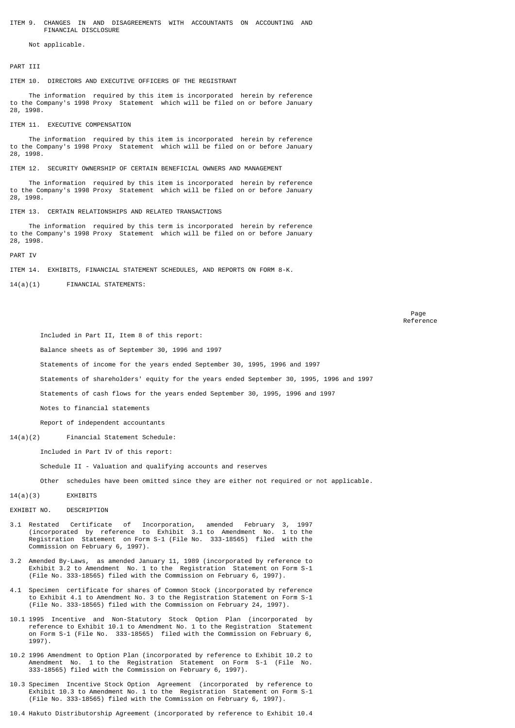## ITEM 9. CHANGES IN AND DISAGREEMENTS WITH ACCOUNTANTS ON ACCOUNTING AND FINANCIAL DISCLOSURE

Not applicable.

# PART III

## ITEM 10. DIRECTORS AND EXECUTIVE OFFICERS OF THE REGISTRANT

The information required by this item is incorporated herein by reference to the Company's 1998 Proxy Statement which will be filed on or before January 28, 1998.

## ITEM 11. EXECUTIVE COMPENSATION

The information required by this item is incorporated herein by reference to the Company's 1998 Proxy Statement which will be filed on or before January 28, 1998.

## ITEM 12. SECURITY OWNERSHIP OF CERTAIN BENEFICIAL OWNERS AND MANAGEMENT

The information required by this item is incorporated herein by reference to the Company's 1998 Proxy Statement which will be filed on or before January 28, 1998.

## ITEM 13. CERTAIN RELATIONSHIPS AND RELATED TRANSACTIONS

The information required by this term is incorporated herein by reference to the Company's 1998 Proxy Statement which will be filed on or before January 28, 1998.

# PART IV

## ITEM 14. EXHIBITS, FINANCIAL STATEMENT SCHEDULES, AND REPORTS ON FORM 8-K.

14(a)(1) FINANCIAL STATEMENTS:

| | Page Reference |
|---|---|
| Included in Part II, Item 8 of this report: | |
| Balance sheets as of September 30, 1996 and 1997 | |
| Statements of income for the years ended September 30, 1995, 1996 and 1997 | |
| Statements of shareholders' equity for the years ended September 30, 1995, 1996 and 1997 | |
| Statements of cash flows for the years ended September 30, 1995, 1996 and 1997 | |
| Notes to financial statements | |
| Report of independent accountants | |

14(a)(2) Financial Statement Schedule:

Included in Part IV of this report:

Schedule II - Valuation and qualifying accounts and reserves

Other schedules have been omitted since they are either not required or not applicable.

14(a)(3) EXHIBITS

| EXHIBIT NO. | DESCRIPTION |
|---|---|
| 3.1 | Restated Certificate of Incorporation, amended February 3, 1997 (incorporated by reference to Exhibit 3.1 to Amendment No. 1 to the Registration Statement on Form S-1 (File No. 333-18565) filed with the Commission on February 6, 1997). |
| 3.2 | Amended By-Laws, as amended January 11, 1989 (incorporated by reference to Exhibit 3.2 to Amendment No. 1 to the Registration Statement on Form S-1 (File No. 333-18565) filed with the Commission on February 6, 1997). |
| 4.1 | Specimen certificate for shares of Common Stock (incorporated by reference to Exhibit 4.1 to Amendment No. 3 to the Registration Statement on Form S-1 (File No. 333-18565) filed with the Commission on February 24, 1997). |
| 10.1 | 1995 Incentive and Non-Statutory Stock Option Plan (incorporated by reference to Exhibit 10.1 to Amendment No. 1 to the Registration Statement on Form S-1 (File No. 333-18565) filed with the Commission on February 6, 1997). |
| 10.2 | 1996 Amendment to Option Plan (incorporated by reference to Exhibit 10.2 to Amendment No. 1 to the Registration Statement on Form S-1 (File No. 333-18565) filed with the Commission on February 6, 1997). |
| 10.3 | Specimen Incentive Stock Option Agreement (incorporated by reference to Exhibit 10.3 to Amendment No. 1 to the Registration Statement on Form S-1 (File No. 333-18565) filed with the Commission on February 6, 1997). |
| 10.4 | Hakuto Distributorship Agreement (incorporated by reference to Exhibit 10.4 |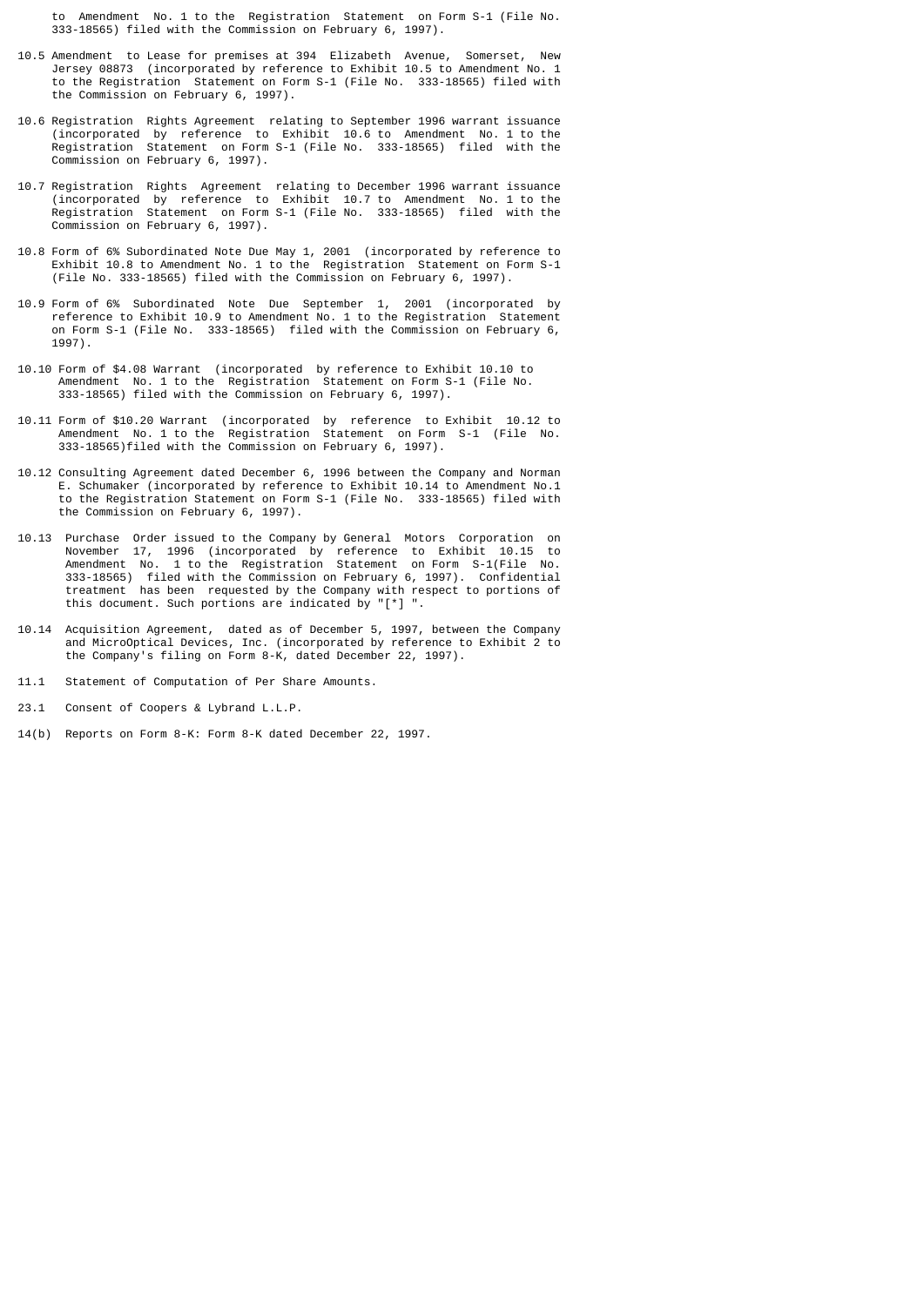to Amendment No. 1 to the Registration Statement on Form S-1 (File No. 333-18565) filed with the Commission on February 6, 1997).

10.5 Amendment to Lease for premises at 394 Elizabeth Avenue, Somerset, New Jersey 08873 (incorporated by reference to Exhibit 10.5 to Amendment No. 1 to the Registration Statement on Form S-1 (File No. 333-18565) filed with the Commission on February 6, 1997).

10.6 Registration Rights Agreement relating to September 1996 warrant issuance (incorporated by reference to Exhibit 10.6 to Amendment No. 1 to the Registration Statement on Form S-1 (File No. 333-18565) filed with the Commission on February 6, 1997).

10.7 Registration Rights Agreement relating to December 1996 warrant issuance (incorporated by reference to Exhibit 10.7 to Amendment No. 1 to the Registration Statement on Form S-1 (File No. 333-18565) filed with the Commission on February 6, 1997).

10.8 Form of 6% Subordinated Note Due May 1, 2001 (incorporated by reference to Exhibit 10.8 to Amendment No. 1 to the Registration Statement on Form S-1 (File No. 333-18565) filed with the Commission on February 6, 1997).

10.9 Form of 6% Subordinated Note Due September 1, 2001 (incorporated by reference to Exhibit 10.9 to Amendment No. 1 to the Registration Statement on Form S-1 (File No. 333-18565) filed with the Commission on February 6, 1997).

10.10 Form of $4.08 Warrant (incorporated by reference to Exhibit 10.10 to Amendment No. 1 to the Registration Statement on Form S-1 (File No. 333-18565) filed with the Commission on February 6, 1997).

10.11 Form of $10.20 Warrant (incorporated by reference to Exhibit 10.12 to Amendment No. 1 to the Registration Statement on Form S-1 (File No. 333-18565)filed with the Commission on February 6, 1997).

10.12 Consulting Agreement dated December 6, 1996 between the Company and Norman E. Schumaker (incorporated by reference to Exhibit 10.14 to Amendment No.1 to the Registration Statement on Form S-1 (File No. 333-18565) filed with the Commission on February 6, 1997).

10.13 Purchase Order issued to the Company by General Motors Corporation on November 17, 1996 (incorporated by reference to Exhibit 10.15 to Amendment No. 1 to the Registration Statement on Form S-1(File No. 333-18565) filed with the Commission on February 6, 1997). Confidential treatment has been requested by the Company with respect to portions of this document. Such portions are indicated by "[*] ".

10.14 Acquisition Agreement, dated as of December 5, 1997, between the Company and MicroOptical Devices, Inc. (incorporated by reference to Exhibit 2 to the Company's filing on Form 8-K, dated December 22, 1997).

11.1 Statement of Computation of Per Share Amounts.

23.1 Consent of Coopers & Lybrand L.L.P.

14(b) Reports on Form 8-K: Form 8-K dated December 22, 1997.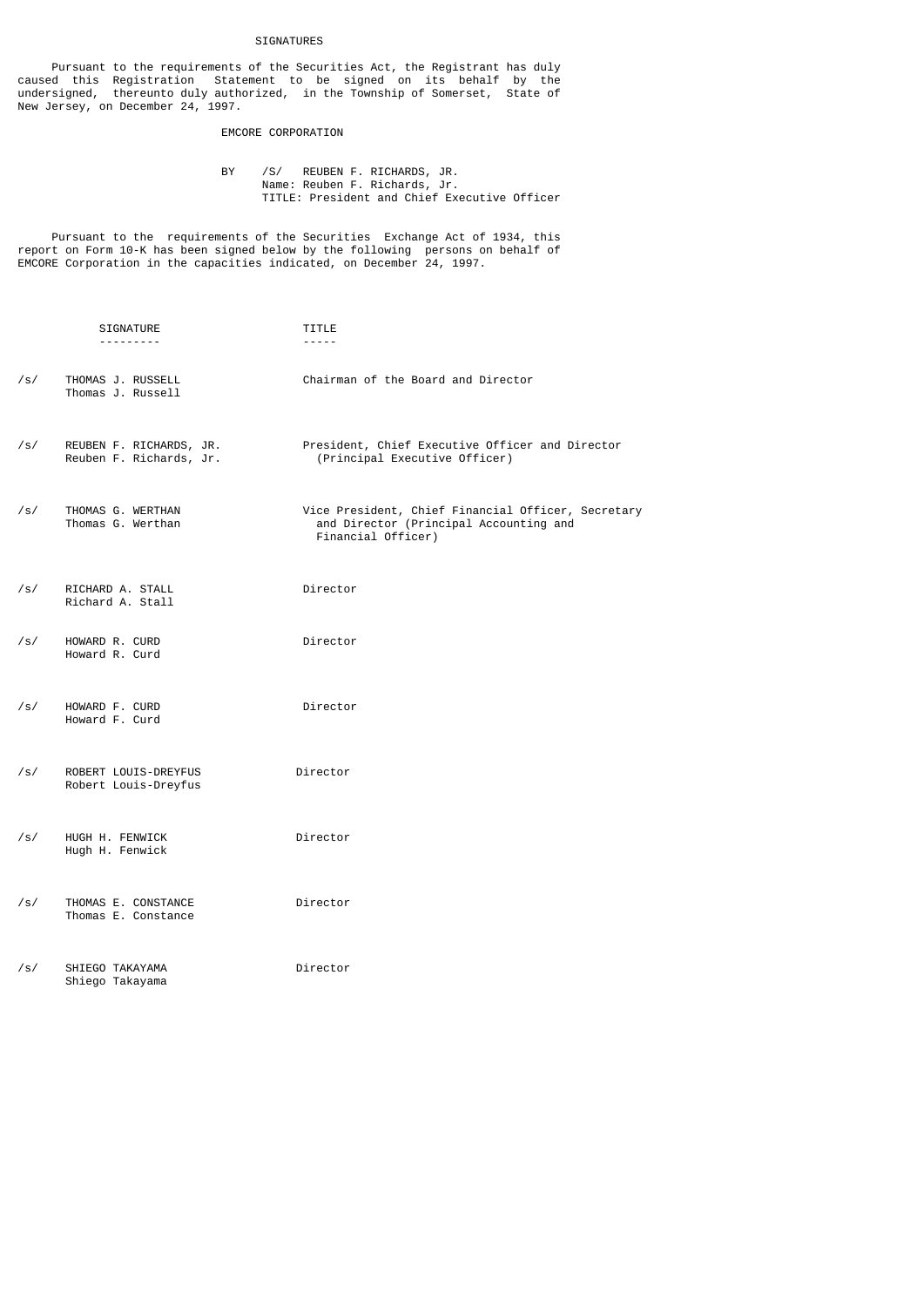## SIGNATURES

Pursuant to the requirements of the Securities Act, the Registrant has duly caused this Registration Statement to be signed on its behalf by the undersigned, thereunto duly authorized, in the Township of Somerset, State of New Jersey, on December 24, 1997.

EMCORE CORPORATION

BY /S/ REUBEN F. RICHARDS, JR.
Name: Reuben F. Richards, Jr.
TITLE: President and Chief Executive Officer

Pursuant to the requirements of the Securities Exchange Act of 1934, this report on Form 10-K has been signed below by the following persons on behalf of EMCORE Corporation in the capacities indicated, on December 24, 1997.

| SIGNATURE | TITLE |
|---|---|
| /s/ THOMAS J. RUSSELL<br>Thomas J. Russell | Chairman of the Board and Director |
| /s/ REUBEN F. RICHARDS, JR.<br>Reuben F. Richards, Jr. | President, Chief Executive Officer and Director (Principal Executive Officer) |
| /s/ THOMAS G. WERTHAN<br>Thomas G. Werthan | Vice President, Chief Financial Officer, Secretary and Director (Principal Accounting and Financial Officer) |
| /s/ RICHARD A. STALL<br>Richard A. Stall | Director |
| /s/ HOWARD R. CURD<br>Howard R. Curd | Director |
| /s/ HOWARD F. CURD<br>Howard F. Curd | Director |
| /s/ ROBERT LOUIS-DREYFUS<br>Robert Louis-Dreyfus | Director |
| /s/ HUGH H. FENWICK<br>Hugh H. Fenwick | Director |
| /s/ THOMAS E. CONSTANCE<br>Thomas E. Constance | Director |
| /s/ SHIEGO TAKAYAMA<br>Shiego Takayama | Director |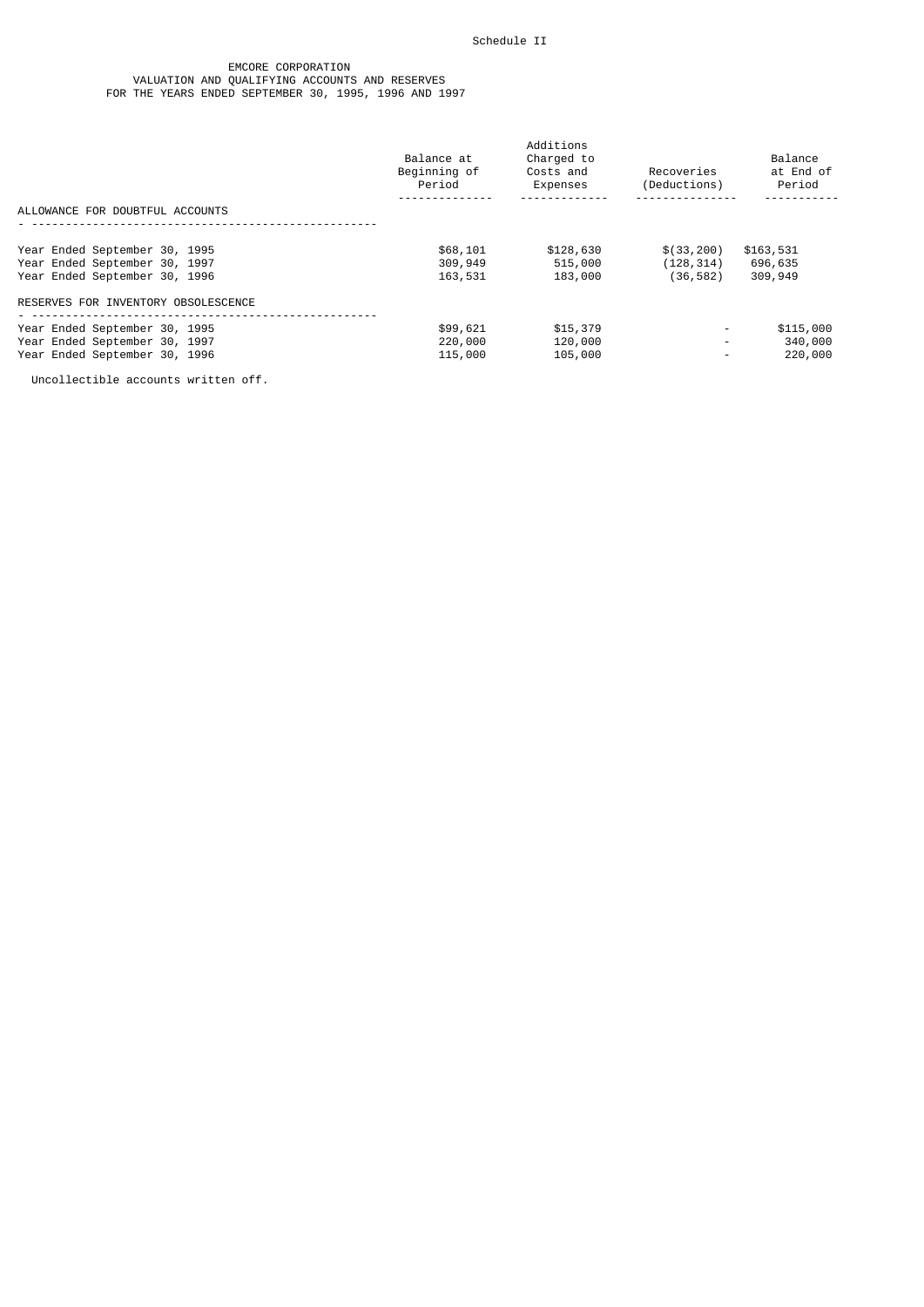Schedule II

EMCORE CORPORATION
VALUATION AND QUALIFYING ACCOUNTS AND RESERVES
FOR THE YEARS ENDED SEPTEMBER 30, 1995, 1996 AND 1997

| | Balance at Beginning of Period | Additions Charged to Costs and Expenses | Recoveries (Deductions) | Balance at End of Period |
|---|---|---|---|---|
| ALLOWANCE FOR DOUBTFUL ACCOUNTS | | | | |
| Year Ended September 30, 1995 | $68,101 | $128,630 | $(33,200) | $163,531 |
| Year Ended September 30, 1997 | 309,949 | 515,000 | (128,314) | 696,635 |
| Year Ended September 30, 1996 | 163,531 | 183,000 | (36,582) | 309,949 |
| RESERVES FOR INVENTORY OBSOLESCENCE | | | | |
| Year Ended September 30, 1995 | $99,621 | $15,379 | - | $115,000 |
| Year Ended September 30, 1997 | 220,000 | 120,000 | - | 340,000 |
| Year Ended September 30, 1996 | 115,000 | 105,000 | - | 220,000 |

Uncollectible accounts written off.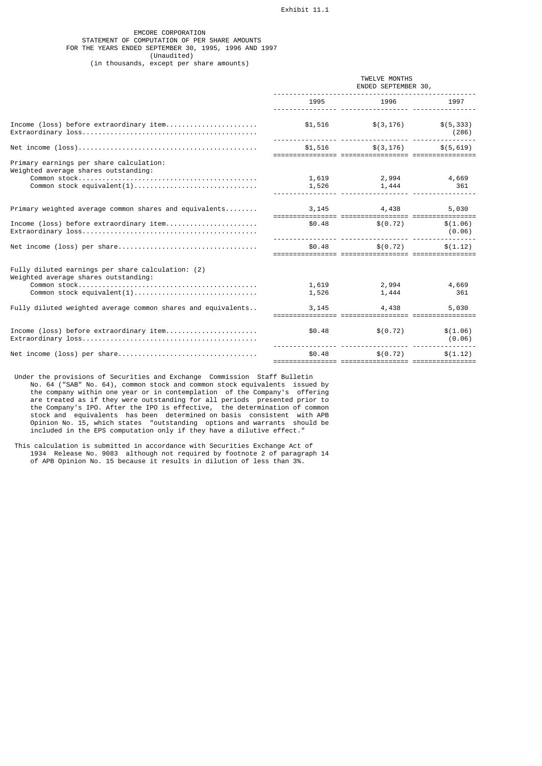Exhibit 11.1

EMCORE CORPORATION
STATEMENT OF COMPUTATION OF PER SHARE AMOUNTS
FOR THE YEARS ENDED SEPTEMBER 30, 1995, 1996 AND 1997
(Unaudited)
(in thousands, except per share amounts)

| | TWELVE MONTHS ENDED SEPTEMBER 30, | | |
|---|---|---|---|
| | 1995 | 1996 | 1997 |
| Income (loss) before extraordinary item | $1,516 | $(3,176) | $(5,333) |
| Extraordinary loss | | | (286) |
| Net income (loss) | $1,516 | $(3,176) | $(5,619) |
| Primary earnings per share calculation: | | | |
| Weighted average shares outstanding: | | | |
| Common stock | 1,619 | 2,994 | 4,669 |
| Common stock equivalent(1) | 1,526 | 1,444 | 361 |
| Primary weighted average common shares and equivalents | 3,145 | 4,438 | 5,030 |
| Income (loss) before extraordinary item | $0.48 | $(0.72) | $(1.06) |
| Extraordinary loss | | | (0.06) |
| Net income (loss) per share | $0.48 | $(0.72) | $(1.12) |
| Fully diluted earnings per share calculation: (2) | | | |
| Weighted average shares outstanding: | | | |
| Common stock | 1,619 | 2,994 | 4,669 |
| Common stock equivalent(1) | 1,526 | 1,444 | 361 |
| Fully diluted weighted average common shares and equivalents | 3,145 | 4,438 | 5,030 |
| Income (loss) before extraordinary item | $0.48 | $(0.72) | $(1.06) |
| Extraordinary loss | | | (0.06) |
| Net income (loss) per share | $0.48 | $(0.72) | $(1.12) |

Under the provisions of Securities and Exchange Commission Staff Bulletin No. 64 ("SAB" No. 64), common stock and common stock equivalents issued by the company within one year or in contemplation of the Company's offering are treated as if they were outstanding for all periods presented prior to the Company's IPO. After the IPO is effective, the determination of common stock and equivalents has been determined on basis consistent with APB Opinion No. 15, which states "outstanding options and warrants should be included in the EPS computation only if they have a dilutive effect."

This calculation is submitted in accordance with Securities Exchange Act of 1934 Release No. 9083 although not required by footnote 2 of paragraph 14 of APB Opinion No. 15 because it results in dilution of less than 3%.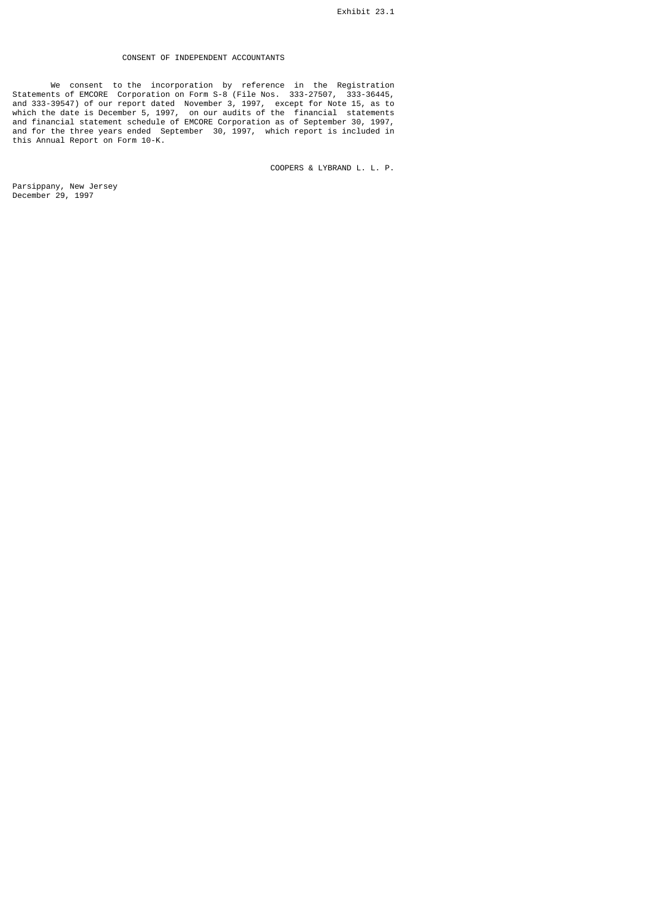Exhibit 23.1

CONSENT OF INDEPENDENT ACCOUNTANTS

We consent to the incorporation by reference in the Registration Statements of EMCORE Corporation on Form S-8 (File Nos. 333-27507, 333-36445, and 333-39547) of our report dated November 3, 1997, except for Note 15, as to which the date is December 5, 1997, on our audits of the financial statements and financial statement schedule of EMCORE Corporation as of September 30, 1997, and for the three years ended September 30, 1997, which report is included in this Annual Report on Form 10-K.

COOPERS & LYBRAND L. L. P.

Parsippany, New Jersey
December 29, 1997